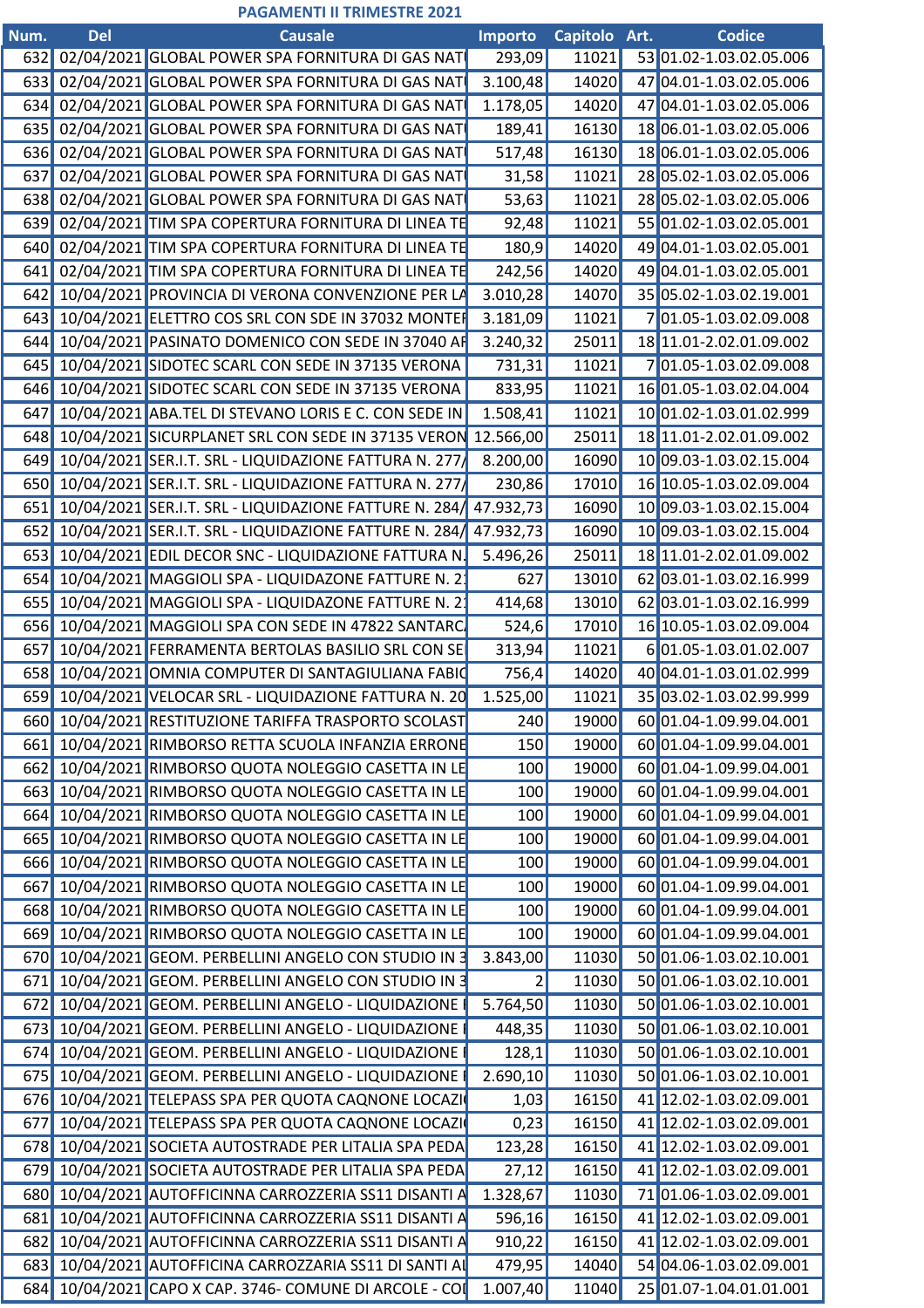## PAGAMENTI II TRIMESTRE 2021

| Num. | Del | Causale | Importo | Capitolo | Art. | Codice |
|---|---|---|---|---|---|---|
| 632 | 02/04/2021 | GLOBAL POWER SPA FORNITURA DI GAS NAT | 293,09 | 11021 | 53 | 01.02-1.03.02.05.006 |
| 633 | 02/04/2021 | GLOBAL POWER SPA FORNITURA DI GAS NAT | 3.100,48 | 14020 | 47 | 04.01-1.03.02.05.006 |
| 634 | 02/04/2021 | GLOBAL POWER SPA FORNITURA DI GAS NAT | 1.178,05 | 14020 | 47 | 04.01-1.03.02.05.006 |
| 635 | 02/04/2021 | GLOBAL POWER SPA FORNITURA DI GAS NAT | 189,41 | 16130 | 18 | 06.01-1.03.02.05.006 |
| 636 | 02/04/2021 | GLOBAL POWER SPA FORNITURA DI GAS NAT | 517,48 | 16130 | 18 | 06.01-1.03.02.05.006 |
| 637 | 02/04/2021 | GLOBAL POWER SPA FORNITURA DI GAS NAT | 31,58 | 11021 | 28 | 05.02-1.03.02.05.006 |
| 638 | 02/04/2021 | GLOBAL POWER SPA FORNITURA DI GAS NAT | 53,63 | 11021 | 28 | 05.02-1.03.02.05.006 |
| 639 | 02/04/2021 | TIM SPA COPERTURA FORNITURA DI LINEA TE | 92,48 | 11021 | 55 | 01.02-1.03.02.05.001 |
| 640 | 02/04/2021 | TIM SPA COPERTURA FORNITURA DI LINEA TE | 180,9 | 14020 | 49 | 04.01-1.03.02.05.001 |
| 641 | 02/04/2021 | TIM SPA COPERTURA FORNITURA DI LINEA TE | 242,56 | 14020 | 49 | 04.01-1.03.02.05.001 |
| 642 | 10/04/2021 | PROVINCIA DI VERONA CONVENZIONE PER LA | 3.010,28 | 14070 | 35 | 05.02-1.03.02.19.001 |
| 643 | 10/04/2021 | ELETTRO COS SRL CON SDE IN 37032 MONTEF | 3.181,09 | 11021 | 7 | 01.05-1.03.02.09.008 |
| 644 | 10/04/2021 | PASINATO DOMENICO CON SEDE IN 37040 AF | 3.240,32 | 25011 | 18 | 11.01-2.02.01.09.002 |
| 645 | 10/04/2021 | SIDOTEC SCARL CON SEDE IN 37135 VERONA | 731,31 | 11021 | 7 | 01.05-1.03.02.09.008 |
| 646 | 10/04/2021 | SIDOTEC SCARL CON SEDE IN 37135 VERONA | 833,95 | 11021 | 16 | 01.05-1.03.02.04.004 |
| 647 | 10/04/2021 | ABA.TEL DI STEVANO LORIS E C. CON SEDE IN | 1.508,41 | 11021 | 10 | 01.02-1.03.01.02.999 |
| 648 | 10/04/2021 | SICURPLANET SRL CON SEDE IN 37135 VERON | 12.566,00 | 25011 | 18 | 11.01-2.02.01.09.002 |
| 649 | 10/04/2021 | SER.I.T. SRL - LIQUIDAZIONE FATTURA N. 277/ | 8.200,00 | 16090 | 10 | 09.03-1.03.02.15.004 |
| 650 | 10/04/2021 | SER.I.T. SRL - LIQUIDAZIONE FATTURA N. 277/ | 230,86 | 17010 | 16 | 10.05-1.03.02.09.004 |
| 651 | 10/04/2021 | SER.I.T. SRL - LIQUIDAZIONE FATTURE N. 284/ | 47.932,73 | 16090 | 10 | 09.03-1.03.02.15.004 |
| 652 | 10/04/2021 | SER.I.T. SRL - LIQUIDAZIONE FATTURE N. 284/ | 47.932,73 | 16090 | 10 | 09.03-1.03.02.15.004 |
| 653 | 10/04/2021 | EDIL DECOR SNC - LIQUIDAZIONE FATTURA N. | 5.496,26 | 25011 | 18 | 11.01-2.02.01.09.002 |
| 654 | 10/04/2021 | MAGGIOLI SPA - LIQUIDAZONE FATTURE N. 2 | 627 | 13010 | 62 | 03.01-1.03.02.16.999 |
| 655 | 10/04/2021 | MAGGIOLI SPA - LIQUIDAZONE FATTURE N. 2 | 414,68 | 13010 | 62 | 03.01-1.03.02.16.999 |
| 656 | 10/04/2021 | MAGGIOLI SPA CON SEDE IN 47822 SANTARC | 524,6 | 17010 | 16 | 10.05-1.03.02.09.004 |
| 657 | 10/04/2021 | FERRAMENTA BERTOLAS BASILIO SRL CON SE | 313,94 | 11021 | 6 | 01.05-1.03.01.02.007 |
| 658 | 10/04/2021 | OMNIA COMPUTER DI SANTAGIULIANA FABIO | 756,4 | 14020 | 40 | 04.01-1.03.01.02.999 |
| 659 | 10/04/2021 | VELOCAR SRL - LIQUIDAZIONE FATTURA N. 20 | 1.525,00 | 11021 | 35 | 03.02-1.03.02.99.999 |
| 660 | 10/04/2021 | RESTITUZIONE TARIFFA TRASPORTO SCOLAST | 240 | 19000 | 60 | 01.04-1.09.99.04.001 |
| 661 | 10/04/2021 | RIMBORSO RETTA SCUOLA INFANZIA ERRONE | 150 | 19000 | 60 | 01.04-1.09.99.04.001 |
| 662 | 10/04/2021 | RIMBORSO QUOTA NOLEGGIO CASETTA IN LE | 100 | 19000 | 60 | 01.04-1.09.99.04.001 |
| 663 | 10/04/2021 | RIMBORSO QUOTA NOLEGGIO CASETTA IN LE | 100 | 19000 | 60 | 01.04-1.09.99.04.001 |
| 664 | 10/04/2021 | RIMBORSO QUOTA NOLEGGIO CASETTA IN LE | 100 | 19000 | 60 | 01.04-1.09.99.04.001 |
| 665 | 10/04/2021 | RIMBORSO QUOTA NOLEGGIO CASETTA IN LE | 100 | 19000 | 60 | 01.04-1.09.99.04.001 |
| 666 | 10/04/2021 | RIMBORSO QUOTA NOLEGGIO CASETTA IN LE | 100 | 19000 | 60 | 01.04-1.09.99.04.001 |
| 667 | 10/04/2021 | RIMBORSO QUOTA NOLEGGIO CASETTA IN LE | 100 | 19000 | 60 | 01.04-1.09.99.04.001 |
| 668 | 10/04/2021 | RIMBORSO QUOTA NOLEGGIO CASETTA IN LE | 100 | 19000 | 60 | 01.04-1.09.99.04.001 |
| 669 | 10/04/2021 | RIMBORSO QUOTA NOLEGGIO CASETTA IN LE | 100 | 19000 | 60 | 01.04-1.09.99.04.001 |
| 670 | 10/04/2021 | GEOM. PERBELLINI ANGELO CON STUDIO IN 3 | 3.843,00 | 11030 | 50 | 01.06-1.03.02.10.001 |
| 671 | 10/04/2021 | GEOM. PERBELLINI ANGELO CON STUDIO IN 3 | 2 | 11030 | 50 | 01.06-1.03.02.10.001 |
| 672 | 10/04/2021 | GEOM. PERBELLINI ANGELO - LIQUIDAZIONE I | 5.764,50 | 11030 | 50 | 01.06-1.03.02.10.001 |
| 673 | 10/04/2021 | GEOM. PERBELLINI ANGELO - LIQUIDAZIONE I | 448,35 | 11030 | 50 | 01.06-1.03.02.10.001 |
| 674 | 10/04/2021 | GEOM. PERBELLINI ANGELO - LIQUIDAZIONE I | 128,1 | 11030 | 50 | 01.06-1.03.02.10.001 |
| 675 | 10/04/2021 | GEOM. PERBELLINI ANGELO - LIQUIDAZIONE I | 2.690,10 | 11030 | 50 | 01.06-1.03.02.10.001 |
| 676 | 10/04/2021 | TELEPASS SPA PER QUOTA CAQNONE LOCAZI | 1,03 | 16150 | 41 | 12.02-1.03.02.09.001 |
| 677 | 10/04/2021 | TELEPASS SPA PER QUOTA CAQNONE LOCAZI | 0,23 | 16150 | 41 | 12.02-1.03.02.09.001 |
| 678 | 10/04/2021 | SOCIETA AUTOSTRADE PER LITALIA SPA PEDA | 123,28 | 16150 | 41 | 12.02-1.03.02.09.001 |
| 679 | 10/04/2021 | SOCIETA AUTOSTRADE PER LITALIA SPA PEDA | 27,12 | 16150 | 41 | 12.02-1.03.02.09.001 |
| 680 | 10/04/2021 | AUTOFFICINNA CARROZZERIA SS11 DISANTI A | 1.328,67 | 11030 | 71 | 01.06-1.03.02.09.001 |
| 681 | 10/04/2021 | AUTOFFICINNA CARROZZERIA SS11 DISANTI A | 596,16 | 16150 | 41 | 12.02-1.03.02.09.001 |
| 682 | 10/04/2021 | AUTOFFICINNA CARROZZERIA SS11 DISANTI A | 910,22 | 16150 | 41 | 12.02-1.03.02.09.001 |
| 683 | 10/04/2021 | AUTOFFICINA CARROZZARIA SS11 DI SANTI AL | 479,95 | 14040 | 54 | 04.06-1.03.02.09.001 |
| 684 | 10/04/2021 | CAPO X CAP. 3746- COMUNE DI ARCOLE - COI | 1.007,40 | 11040 | 25 | 01.07-1.04.01.01.001 |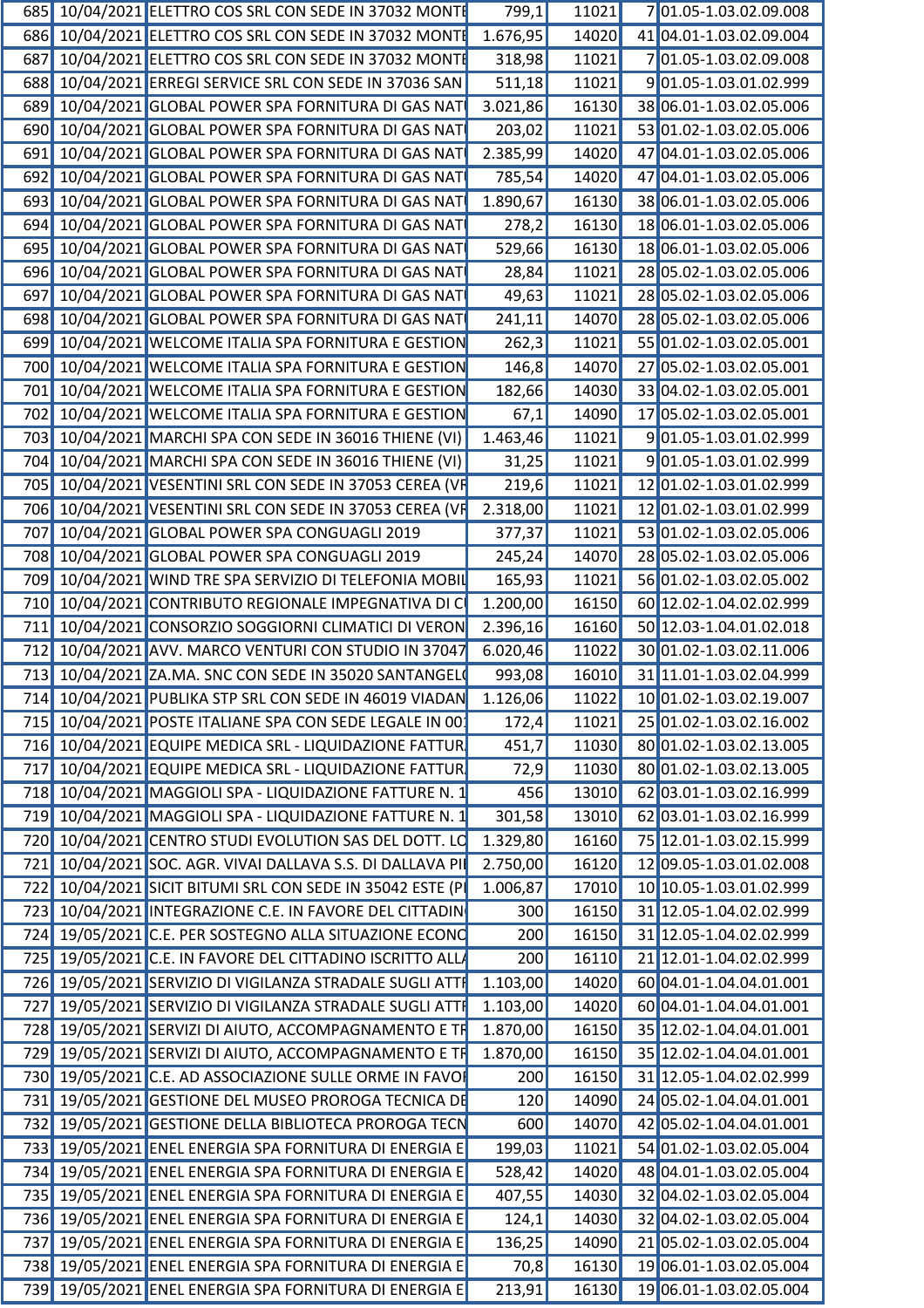| | | | | | | |
|---|---|---|---|---|---|---|
| 685 | 10/04/2021 | ELETTRO COS SRL CON SEDE IN 37032 MONTE | 799,1 | 11021 | 7 | 01.05-1.03.02.09.008 |
| 686 | 10/04/2021 | ELETTRO COS SRL CON SEDE IN 37032 MONTE | 1.676,95 | 14020 | 41 | 04.01-1.03.02.09.004 |
| 687 | 10/04/2021 | ELETTRO COS SRL CON SEDE IN 37032 MONTE | 318,98 | 11021 | 7 | 01.05-1.03.02.09.008 |
| 688 | 10/04/2021 | ERREGI SERVICE SRL CON SEDE IN 37036 SAN | 511,18 | 11021 | 9 | 01.05-1.03.01.02.999 |
| 689 | 10/04/2021 | GLOBAL POWER SPA FORNITURA DI GAS NAT | 3.021,86 | 16130 | 38 | 06.01-1.03.02.05.006 |
| 690 | 10/04/2021 | GLOBAL POWER SPA FORNITURA DI GAS NAT | 203,02 | 11021 | 53 | 01.02-1.03.02.05.006 |
| 691 | 10/04/2021 | GLOBAL POWER SPA FORNITURA DI GAS NAT | 2.385,99 | 14020 | 47 | 04.01-1.03.02.05.006 |
| 692 | 10/04/2021 | GLOBAL POWER SPA FORNITURA DI GAS NAT | 785,54 | 14020 | 47 | 04.01-1.03.02.05.006 |
| 693 | 10/04/2021 | GLOBAL POWER SPA FORNITURA DI GAS NAT | 1.890,67 | 16130 | 38 | 06.01-1.03.02.05.006 |
| 694 | 10/04/2021 | GLOBAL POWER SPA FORNITURA DI GAS NAT | 278,2 | 16130 | 18 | 06.01-1.03.02.05.006 |
| 695 | 10/04/2021 | GLOBAL POWER SPA FORNITURA DI GAS NAT | 529,66 | 16130 | 18 | 06.01-1.03.02.05.006 |
| 696 | 10/04/2021 | GLOBAL POWER SPA FORNITURA DI GAS NAT | 28,84 | 11021 | 28 | 05.02-1.03.02.05.006 |
| 697 | 10/04/2021 | GLOBAL POWER SPA FORNITURA DI GAS NAT | 49,63 | 11021 | 28 | 05.02-1.03.02.05.006 |
| 698 | 10/04/2021 | GLOBAL POWER SPA FORNITURA DI GAS NAT | 241,11 | 14070 | 28 | 05.02-1.03.02.05.006 |
| 699 | 10/04/2021 | WELCOME ITALIA SPA FORNITURA E GESTION | 262,3 | 11021 | 55 | 01.02-1.03.02.05.001 |
| 700 | 10/04/2021 | WELCOME ITALIA SPA FORNITURA E GESTION | 146,8 | 14070 | 27 | 05.02-1.03.02.05.001 |
| 701 | 10/04/2021 | WELCOME ITALIA SPA FORNITURA E GESTION | 182,66 | 14030 | 33 | 04.02-1.03.02.05.001 |
| 702 | 10/04/2021 | WELCOME ITALIA SPA FORNITURA E GESTION | 67,1 | 14090 | 17 | 05.02-1.03.02.05.001 |
| 703 | 10/04/2021 | MARCHI SPA CON SEDE IN 36016 THIENE (VI) | 1.463,46 | 11021 | 9 | 01.05-1.03.01.02.999 |
| 704 | 10/04/2021 | MARCHI SPA CON SEDE IN 36016 THIENE (VI) | 31,25 | 11021 | 9 | 01.05-1.03.01.02.999 |
| 705 | 10/04/2021 | VESENTINI SRL CON SEDE IN 37053 CEREA (VR | 219,6 | 11021 | 12 | 01.02-1.03.01.02.999 |
| 706 | 10/04/2021 | VESENTINI SRL CON SEDE IN 37053 CEREA (VR | 2.318,00 | 11021 | 12 | 01.02-1.03.01.02.999 |
| 707 | 10/04/2021 | GLOBAL POWER SPA CONGUAGLI 2019 | 377,37 | 11021 | 53 | 01.02-1.03.02.05.006 |
| 708 | 10/04/2021 | GLOBAL POWER SPA CONGUAGLI 2019 | 245,24 | 14070 | 28 | 05.02-1.03.02.05.006 |
| 709 | 10/04/2021 | WIND TRE SPA SERVIZIO DI TELEFONIA MOBIL | 165,93 | 11021 | 56 | 01.02-1.03.02.05.002 |
| 710 | 10/04/2021 | CONTRIBUTO REGIONALE IMPEGNATIVA DI C | 1.200,00 | 16150 | 60 | 12.02-1.04.02.02.999 |
| 711 | 10/04/2021 | CONSORZIO SOGGIORNI CLIMATICI DI VERON | 2.396,16 | 16160 | 50 | 12.03-1.04.01.02.018 |
| 712 | 10/04/2021 | AVV. MARCO VENTURI CON STUDIO IN 37047 | 6.020,46 | 11022 | 30 | 01.02-1.03.02.11.006 |
| 713 | 10/04/2021 | ZA.MA. SNC CON SEDE IN 35020 SANTANGEL | 993,08 | 16010 | 31 | 11.01-1.03.02.04.999 |
| 714 | 10/04/2021 | PUBLIKA STP SRL CON SEDE IN 46019 VIADAN | 1.126,06 | 11022 | 10 | 01.02-1.03.02.19.007 |
| 715 | 10/04/2021 | POSTE ITALIANE SPA CON SEDE LEGALE IN 00 | 172,4 | 11021 | 25 | 01.02-1.03.02.16.002 |
| 716 | 10/04/2021 | EQUIPE MEDICA SRL - LIQUIDAZIONE FATTUR | 451,7 | 11030 | 80 | 01.02-1.03.02.13.005 |
| 717 | 10/04/2021 | EQUIPE MEDICA SRL - LIQUIDAZIONE FATTUR | 72,9 | 11030 | 80 | 01.02-1.03.02.13.005 |
| 718 | 10/04/2021 | MAGGIOLI SPA - LIQUIDAZIONE FATTURE N. 1 | 456 | 13010 | 62 | 03.01-1.03.02.16.999 |
| 719 | 10/04/2021 | MAGGIOLI SPA - LIQUIDAZIONE FATTURE N. 1 | 301,58 | 13010 | 62 | 03.01-1.03.02.16.999 |
| 720 | 10/04/2021 | CENTRO STUDI EVOLUTION SAS DEL DOTT. LO | 1.329,80 | 16160 | 75 | 12.01-1.03.02.15.999 |
| 721 | 10/04/2021 | SOC. AGR. VIVAI DALLAVA S.S. DI DALLAVA PI | 2.750,00 | 16120 | 12 | 09.05-1.03.01.02.008 |
| 722 | 10/04/2021 | SICIT BITUMI SRL CON SEDE IN 35042 ESTE (P | 1.006,87 | 17010 | 10 | 10.05-1.03.01.02.999 |
| 723 | 10/04/2021 | INTEGRAZIONE C.E. IN FAVORE DEL CITTADIN | 300 | 16150 | 31 | 12.05-1.04.02.02.999 |
| 724 | 19/05/2021 | C.E. PER SOSTEGNO ALLA SITUAZIONE ECONO | 200 | 16150 | 31 | 12.05-1.04.02.02.999 |
| 725 | 19/05/2021 | C.E. IN FAVORE DEL CITTADINO ISCRITTO ALL | 200 | 16110 | 21 | 12.01-1.04.02.02.999 |
| 726 | 19/05/2021 | SERVIZIO DI VIGILANZA STRADALE SUGLI ATTR | 1.103,00 | 14020 | 60 | 04.01-1.04.04.01.001 |
| 727 | 19/05/2021 | SERVIZIO DI VIGILANZA STRADALE SUGLI ATTR | 1.103,00 | 14020 | 60 | 04.01-1.04.04.01.001 |
| 728 | 19/05/2021 | SERVIZI DI AIUTO, ACCOMPAGNAMENTO E TR | 1.870,00 | 16150 | 35 | 12.02-1.04.04.01.001 |
| 729 | 19/05/2021 | SERVIZI DI AIUTO, ACCOMPAGNAMENTO E TR | 1.870,00 | 16150 | 35 | 12.02-1.04.04.01.001 |
| 730 | 19/05/2021 | C.E. AD ASSOCIAZIONE SULLE ORME IN FAVOR | 200 | 16150 | 31 | 12.05-1.04.02.02.999 |
| 731 | 19/05/2021 | GESTIONE DEL MUSEO PROROGA TECNICA DE | 120 | 14090 | 24 | 05.02-1.04.04.01.001 |
| 732 | 19/05/2021 | GESTIONE DELLA BIBLIOTECA PROROGA TECN | 600 | 14070 | 42 | 05.02-1.04.04.01.001 |
| 733 | 19/05/2021 | ENEL ENERGIA SPA FORNITURA DI ENERGIA E | 199,03 | 11021 | 54 | 01.02-1.03.02.05.004 |
| 734 | 19/05/2021 | ENEL ENERGIA SPA FORNITURA DI ENERGIA E | 528,42 | 14020 | 48 | 04.01-1.03.02.05.004 |
| 735 | 19/05/2021 | ENEL ENERGIA SPA FORNITURA DI ENERGIA E | 407,55 | 14030 | 32 | 04.02-1.03.02.05.004 |
| 736 | 19/05/2021 | ENEL ENERGIA SPA FORNITURA DI ENERGIA E | 124,1 | 14030 | 32 | 04.02-1.03.02.05.004 |
| 737 | 19/05/2021 | ENEL ENERGIA SPA FORNITURA DI ENERGIA E | 136,25 | 14090 | 21 | 05.02-1.03.02.05.004 |
| 738 | 19/05/2021 | ENEL ENERGIA SPA FORNITURA DI ENERGIA E | 70,8 | 16130 | 19 | 06.01-1.03.02.05.004 |
| 739 | 19/05/2021 | ENEL ENERGIA SPA FORNITURA DI ENERGIA E | 213,91 | 16130 | 19 | 06.01-1.03.02.05.004 |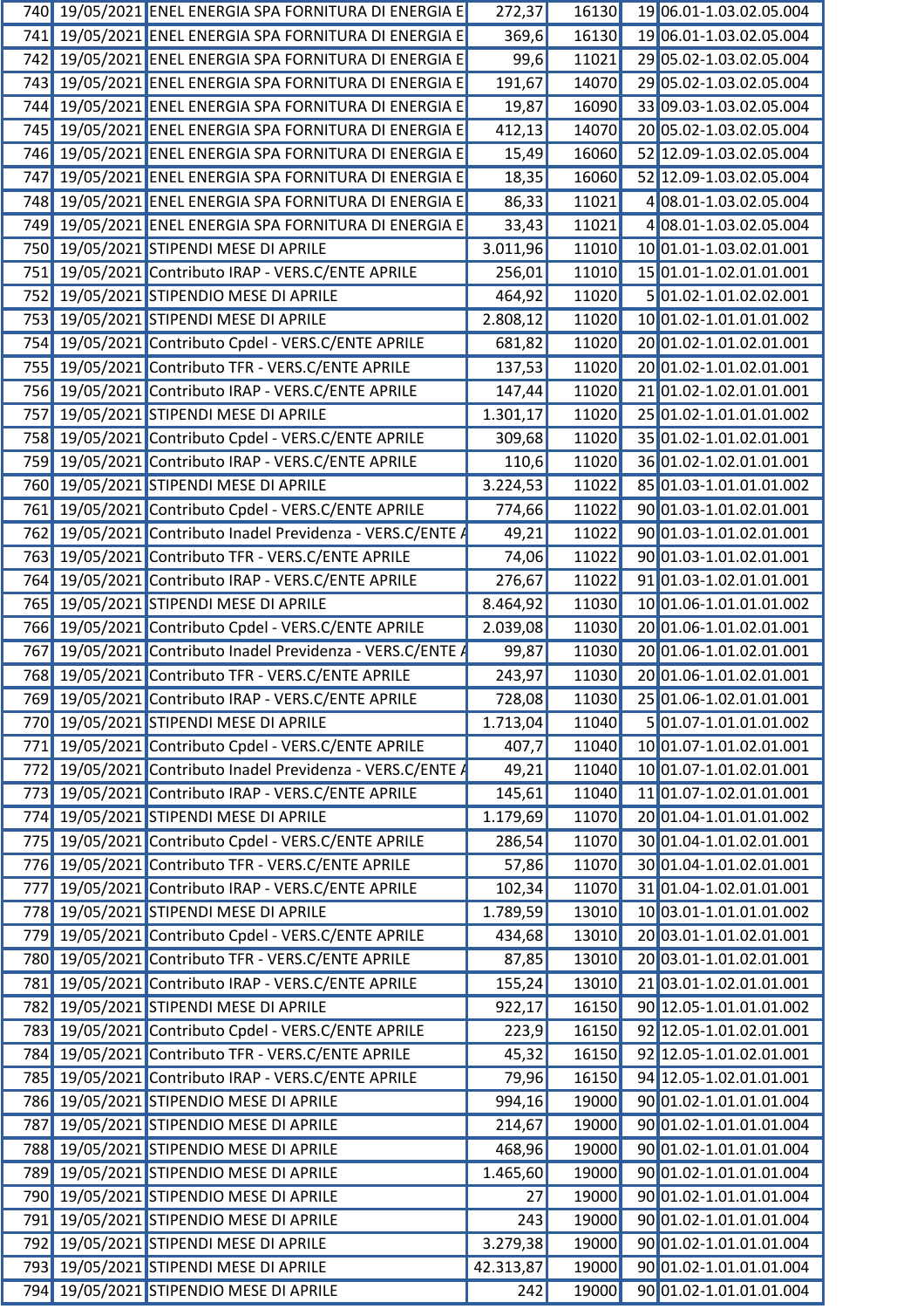| | | | | | | |
|---|---|---|---|---|---|---|
| 740 | 19/05/2021 | ENEL ENERGIA SPA FORNITURA DI ENERGIA E | 272,37 | 16130 | 19 | 06.01-1.03.02.05.004 |
| 741 | 19/05/2021 | ENEL ENERGIA SPA FORNITURA DI ENERGIA E | 369,6 | 16130 | 19 | 06.01-1.03.02.05.004 |
| 742 | 19/05/2021 | ENEL ENERGIA SPA FORNITURA DI ENERGIA E | 99,6 | 11021 | 29 | 05.02-1.03.02.05.004 |
| 743 | 19/05/2021 | ENEL ENERGIA SPA FORNITURA DI ENERGIA E | 191,67 | 14070 | 29 | 05.02-1.03.02.05.004 |
| 744 | 19/05/2021 | ENEL ENERGIA SPA FORNITURA DI ENERGIA E | 19,87 | 16090 | 33 | 09.03-1.03.02.05.004 |
| 745 | 19/05/2021 | ENEL ENERGIA SPA FORNITURA DI ENERGIA E | 412,13 | 14070 | 20 | 05.02-1.03.02.05.004 |
| 746 | 19/05/2021 | ENEL ENERGIA SPA FORNITURA DI ENERGIA E | 15,49 | 16060 | 52 | 12.09-1.03.02.05.004 |
| 747 | 19/05/2021 | ENEL ENERGIA SPA FORNITURA DI ENERGIA E | 18,35 | 16060 | 52 | 12.09-1.03.02.05.004 |
| 748 | 19/05/2021 | ENEL ENERGIA SPA FORNITURA DI ENERGIA E | 86,33 | 11021 | 4 | 08.01-1.03.02.05.004 |
| 749 | 19/05/2021 | ENEL ENERGIA SPA FORNITURA DI ENERGIA E | 33,43 | 11021 | 4 | 08.01-1.03.02.05.004 |
| 750 | 19/05/2021 | STIPENDI MESE DI APRILE | 3.011,96 | 11010 | 10 | 01.01-1.03.02.01.001 |
| 751 | 19/05/2021 | Contributo IRAP - VERS.C/ENTE APRILE | 256,01 | 11010 | 15 | 01.01-1.02.01.01.001 |
| 752 | 19/05/2021 | STIPENDIO MESE DI APRILE | 464,92 | 11020 | 5 | 01.02-1.01.02.02.001 |
| 753 | 19/05/2021 | STIPENDI MESE DI APRILE | 2.808,12 | 11020 | 10 | 01.02-1.01.01.01.002 |
| 754 | 19/05/2021 | Contributo Cpdel - VERS.C/ENTE APRILE | 681,82 | 11020 | 20 | 01.02-1.01.02.01.001 |
| 755 | 19/05/2021 | Contributo TFR - VERS.C/ENTE APRILE | 137,53 | 11020 | 20 | 01.02-1.01.02.01.001 |
| 756 | 19/05/2021 | Contributo IRAP - VERS.C/ENTE APRILE | 147,44 | 11020 | 21 | 01.02-1.02.01.01.001 |
| 757 | 19/05/2021 | STIPENDI MESE DI APRILE | 1.301,17 | 11020 | 25 | 01.02-1.01.01.01.002 |
| 758 | 19/05/2021 | Contributo Cpdel - VERS.C/ENTE APRILE | 309,68 | 11020 | 35 | 01.02-1.01.02.01.001 |
| 759 | 19/05/2021 | Contributo IRAP - VERS.C/ENTE APRILE | 110,6 | 11020 | 36 | 01.02-1.02.01.01.001 |
| 760 | 19/05/2021 | STIPENDI MESE DI APRILE | 3.224,53 | 11022 | 85 | 01.03-1.01.01.01.002 |
| 761 | 19/05/2021 | Contributo Cpdel - VERS.C/ENTE APRILE | 774,66 | 11022 | 90 | 01.03-1.01.02.01.001 |
| 762 | 19/05/2021 | Contributo Inadel Previdenza - VERS.C/ENTE A | 49,21 | 11022 | 90 | 01.03-1.01.02.01.001 |
| 763 | 19/05/2021 | Contributo TFR - VERS.C/ENTE APRILE | 74,06 | 11022 | 90 | 01.03-1.01.02.01.001 |
| 764 | 19/05/2021 | Contributo IRAP - VERS.C/ENTE APRILE | 276,67 | 11022 | 91 | 01.03-1.02.01.01.001 |
| 765 | 19/05/2021 | STIPENDI MESE DI APRILE | 8.464,92 | 11030 | 10 | 01.06-1.01.01.01.002 |
| 766 | 19/05/2021 | Contributo Cpdel - VERS.C/ENTE APRILE | 2.039,08 | 11030 | 20 | 01.06-1.01.02.01.001 |
| 767 | 19/05/2021 | Contributo Inadel Previdenza - VERS.C/ENTE A | 99,87 | 11030 | 20 | 01.06-1.01.02.01.001 |
| 768 | 19/05/2021 | Contributo TFR - VERS.C/ENTE APRILE | 243,97 | 11030 | 20 | 01.06-1.01.02.01.001 |
| 769 | 19/05/2021 | Contributo IRAP - VERS.C/ENTE APRILE | 728,08 | 11030 | 25 | 01.06-1.02.01.01.001 |
| 770 | 19/05/2021 | STIPENDI MESE DI APRILE | 1.713,04 | 11040 | 5 | 01.07-1.01.01.01.002 |
| 771 | 19/05/2021 | Contributo Cpdel - VERS.C/ENTE APRILE | 407,7 | 11040 | 10 | 01.07-1.01.02.01.001 |
| 772 | 19/05/2021 | Contributo Inadel Previdenza - VERS.C/ENTE A | 49,21 | 11040 | 10 | 01.07-1.01.02.01.001 |
| 773 | 19/05/2021 | Contributo IRAP - VERS.C/ENTE APRILE | 145,61 | 11040 | 11 | 01.07-1.02.01.01.001 |
| 774 | 19/05/2021 | STIPENDI MESE DI APRILE | 1.179,69 | 11070 | 20 | 01.04-1.01.01.01.002 |
| 775 | 19/05/2021 | Contributo Cpdel - VERS.C/ENTE APRILE | 286,54 | 11070 | 30 | 01.04-1.01.02.01.001 |
| 776 | 19/05/2021 | Contributo TFR - VERS.C/ENTE APRILE | 57,86 | 11070 | 30 | 01.04-1.01.02.01.001 |
| 777 | 19/05/2021 | Contributo IRAP - VERS.C/ENTE APRILE | 102,34 | 11070 | 31 | 01.04-1.02.01.01.001 |
| 778 | 19/05/2021 | STIPENDI MESE DI APRILE | 1.789,59 | 13010 | 10 | 03.01-1.01.01.01.002 |
| 779 | 19/05/2021 | Contributo Cpdel - VERS.C/ENTE APRILE | 434,68 | 13010 | 20 | 03.01-1.01.02.01.001 |
| 780 | 19/05/2021 | Contributo TFR - VERS.C/ENTE APRILE | 87,85 | 13010 | 20 | 03.01-1.01.02.01.001 |
| 781 | 19/05/2021 | Contributo IRAP - VERS.C/ENTE APRILE | 155,24 | 13010 | 21 | 03.01-1.02.01.01.001 |
| 782 | 19/05/2021 | STIPENDI MESE DI APRILE | 922,17 | 16150 | 90 | 12.05-1.01.01.01.002 |
| 783 | 19/05/2021 | Contributo Cpdel - VERS.C/ENTE APRILE | 223,9 | 16150 | 92 | 12.05-1.01.02.01.001 |
| 784 | 19/05/2021 | Contributo TFR - VERS.C/ENTE APRILE | 45,32 | 16150 | 92 | 12.05-1.01.02.01.001 |
| 785 | 19/05/2021 | Contributo IRAP - VERS.C/ENTE APRILE | 79,96 | 16150 | 94 | 12.05-1.02.01.01.001 |
| 786 | 19/05/2021 | STIPENDIO MESE DI APRILE | 994,16 | 19000 | 90 | 01.02-1.01.01.01.004 |
| 787 | 19/05/2021 | STIPENDIO MESE DI APRILE | 214,67 | 19000 | 90 | 01.02-1.01.01.01.004 |
| 788 | 19/05/2021 | STIPENDIO MESE DI APRILE | 468,96 | 19000 | 90 | 01.02-1.01.01.01.004 |
| 789 | 19/05/2021 | STIPENDIO MESE DI APRILE | 1.465,60 | 19000 | 90 | 01.02-1.01.01.01.004 |
| 790 | 19/05/2021 | STIPENDIO MESE DI APRILE | 27 | 19000 | 90 | 01.02-1.01.01.01.004 |
| 791 | 19/05/2021 | STIPENDIO MESE DI APRILE | 243 | 19000 | 90 | 01.02-1.01.01.01.004 |
| 792 | 19/05/2021 | STIPENDI MESE DI APRILE | 3.279,38 | 19000 | 90 | 01.02-1.01.01.01.004 |
| 793 | 19/05/2021 | STIPENDI MESE DI APRILE | 42.313,87 | 19000 | 90 | 01.02-1.01.01.01.004 |
| 794 | 19/05/2021 | STIPENDIO MESE DI APRILE | 242 | 19000 | 90 | 01.02-1.01.01.01.004 |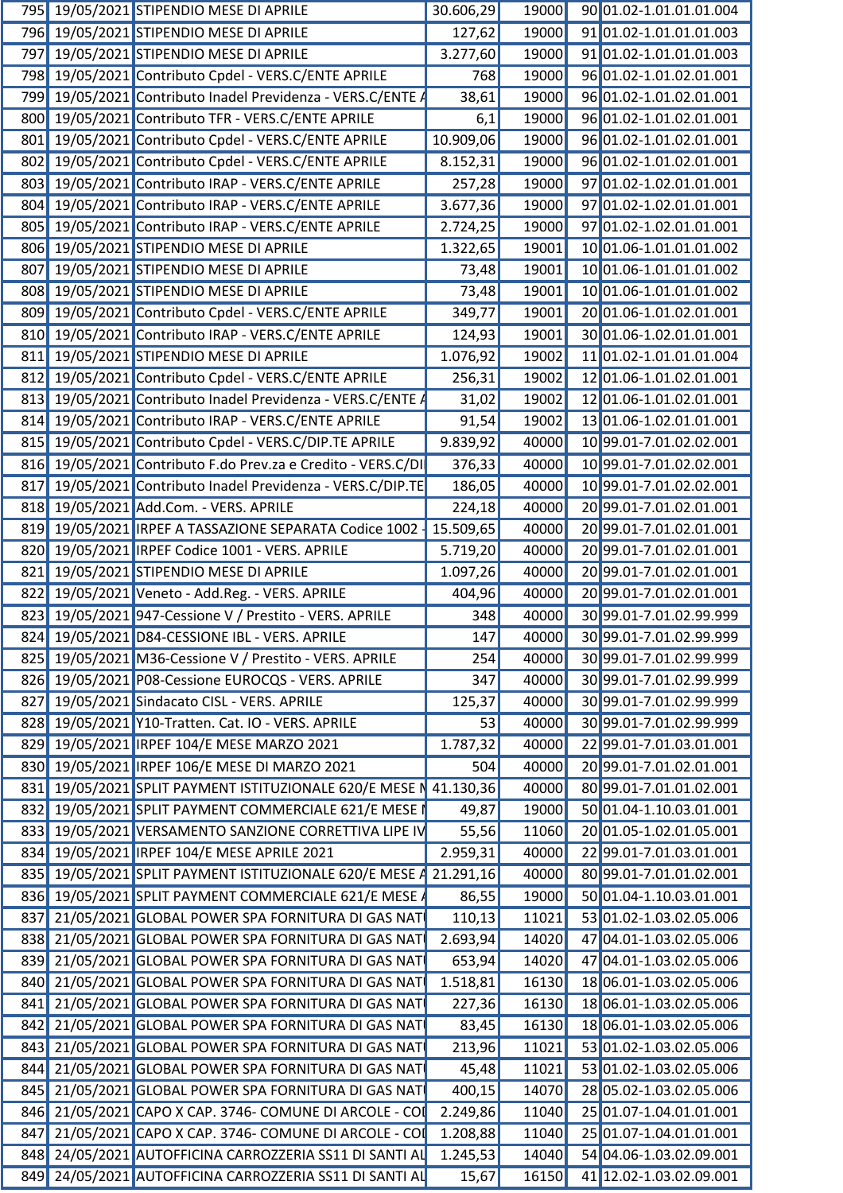| | | | | | | |
|---|---|---|---|---|---|---|
| 795 | 19/05/2021 | STIPENDIO MESE DI APRILE | 30.606,29 | 19000 | 90 | 01.02-1.01.01.01.004 |
| 796 | 19/05/2021 | STIPENDIO MESE DI APRILE | 127,62 | 19000 | 91 | 01.02-1.01.01.01.003 |
| 797 | 19/05/2021 | STIPENDIO MESE DI APRILE | 3.277,60 | 19000 | 91 | 01.02-1.01.01.01.003 |
| 798 | 19/05/2021 | Contributo Cpdel - VERS.C/ENTE APRILE | 768 | 19000 | 96 | 01.02-1.01.02.01.001 |
| 799 | 19/05/2021 | Contributo Inadel Previdenza - VERS.C/ENTE A | 38,61 | 19000 | 96 | 01.02-1.01.02.01.001 |
| 800 | 19/05/2021 | Contributo TFR - VERS.C/ENTE APRILE | 6,1 | 19000 | 96 | 01.02-1.01.02.01.001 |
| 801 | 19/05/2021 | Contributo Cpdel - VERS.C/ENTE APRILE | 10.909,06 | 19000 | 96 | 01.02-1.01.02.01.001 |
| 802 | 19/05/2021 | Contributo Cpdel - VERS.C/ENTE APRILE | 8.152,31 | 19000 | 96 | 01.02-1.01.02.01.001 |
| 803 | 19/05/2021 | Contributo IRAP - VERS.C/ENTE APRILE | 257,28 | 19000 | 97 | 01.02-1.02.01.01.001 |
| 804 | 19/05/2021 | Contributo IRAP - VERS.C/ENTE APRILE | 3.677,36 | 19000 | 97 | 01.02-1.02.01.01.001 |
| 805 | 19/05/2021 | Contributo IRAP - VERS.C/ENTE APRILE | 2.724,25 | 19000 | 97 | 01.02-1.02.01.01.001 |
| 806 | 19/05/2021 | STIPENDIO MESE DI APRILE | 1.322,65 | 19001 | 10 | 01.06-1.01.01.01.002 |
| 807 | 19/05/2021 | STIPENDIO MESE DI APRILE | 73,48 | 19001 | 10 | 01.06-1.01.01.01.002 |
| 808 | 19/05/2021 | STIPENDIO MESE DI APRILE | 73,48 | 19001 | 10 | 01.06-1.01.01.01.002 |
| 809 | 19/05/2021 | Contributo Cpdel - VERS.C/ENTE APRILE | 349,77 | 19001 | 20 | 01.06-1.01.02.01.001 |
| 810 | 19/05/2021 | Contributo IRAP - VERS.C/ENTE APRILE | 124,93 | 19001 | 30 | 01.06-1.02.01.01.001 |
| 811 | 19/05/2021 | STIPENDIO MESE DI APRILE | 1.076,92 | 19002 | 11 | 01.02-1.01.01.01.004 |
| 812 | 19/05/2021 | Contributo Cpdel - VERS.C/ENTE APRILE | 256,31 | 19002 | 12 | 01.06-1.01.02.01.001 |
| 813 | 19/05/2021 | Contributo Inadel Previdenza - VERS.C/ENTE A | 31,02 | 19002 | 12 | 01.06-1.01.02.01.001 |
| 814 | 19/05/2021 | Contributo IRAP - VERS.C/ENTE APRILE | 91,54 | 19002 | 13 | 01.06-1.02.01.01.001 |
| 815 | 19/05/2021 | Contributo Cpdel - VERS.C/DIP.TE APRILE | 9.839,92 | 40000 | 10 | 99.01-7.01.02.02.001 |
| 816 | 19/05/2021 | Contributo F.do Prev.za e Credito - VERS.C/DI | 376,33 | 40000 | 10 | 99.01-7.01.02.02.001 |
| 817 | 19/05/2021 | Contributo Inadel Previdenza - VERS.C/DIP.TE | 186,05 | 40000 | 10 | 99.01-7.01.02.02.001 |
| 818 | 19/05/2021 | Add.Com. - VERS. APRILE | 224,18 | 40000 | 20 | 99.01-7.01.02.01.001 |
| 819 | 19/05/2021 | IRPEF A TASSAZIONE SEPARATA Codice 1002 - | 15.509,65 | 40000 | 20 | 99.01-7.01.02.01.001 |
| 820 | 19/05/2021 | IRPEF Codice 1001 - VERS. APRILE | 5.719,20 | 40000 | 20 | 99.01-7.01.02.01.001 |
| 821 | 19/05/2021 | STIPENDIO MESE DI APRILE | 1.097,26 | 40000 | 20 | 99.01-7.01.02.01.001 |
| 822 | 19/05/2021 | Veneto - Add.Reg. - VERS. APRILE | 404,96 | 40000 | 20 | 99.01-7.01.02.01.001 |
| 823 | 19/05/2021 | 947-Cessione V / Prestito - VERS. APRILE | 348 | 40000 | 30 | 99.01-7.01.02.99.999 |
| 824 | 19/05/2021 | D84-CESSIONE IBL - VERS. APRILE | 147 | 40000 | 30 | 99.01-7.01.02.99.999 |
| 825 | 19/05/2021 | M36-Cessione V / Prestito - VERS. APRILE | 254 | 40000 | 30 | 99.01-7.01.02.99.999 |
| 826 | 19/05/2021 | P08-Cessione EUROCQS - VERS. APRILE | 347 | 40000 | 30 | 99.01-7.01.02.99.999 |
| 827 | 19/05/2021 | Sindacato CISL - VERS. APRILE | 125,37 | 40000 | 30 | 99.01-7.01.02.99.999 |
| 828 | 19/05/2021 | Y10-Tratten. Cat. IO - VERS. APRILE | 53 | 40000 | 30 | 99.01-7.01.02.99.999 |
| 829 | 19/05/2021 | IRPEF 104/E MESE MARZO 2021 | 1.787,32 | 40000 | 22 | 99.01-7.01.03.01.001 |
| 830 | 19/05/2021 | IRPEF 106/E MESE DI MARZO 2021 | 504 | 40000 | 20 | 99.01-7.01.02.01.001 |
| 831 | 19/05/2021 | SPLIT PAYMENT ISTITUZIONALE 620/E MESE M | 41.130,36 | 40000 | 80 | 99.01-7.01.01.02.001 |
| 832 | 19/05/2021 | SPLIT PAYMENT COMMERCIALE 621/E MESE M | 49,87 | 19000 | 50 | 01.04-1.10.03.01.001 |
| 833 | 19/05/2021 | VERSAMENTO SANZIONE CORRETTIVA LIPE IV | 55,56 | 11060 | 20 | 01.05-1.02.01.05.001 |
| 834 | 19/05/2021 | IRPEF 104/E MESE APRILE 2021 | 2.959,31 | 40000 | 22 | 99.01-7.01.03.01.001 |
| 835 | 19/05/2021 | SPLIT PAYMENT ISTITUZIONALE 620/E MESE A | 21.291,16 | 40000 | 80 | 99.01-7.01.01.02.001 |
| 836 | 19/05/2021 | SPLIT PAYMENT COMMERCIALE 621/E MESE A | 86,55 | 19000 | 50 | 01.04-1.10.03.01.001 |
| 837 | 21/05/2021 | GLOBAL POWER SPA FORNITURA DI GAS NAT | 110,13 | 11021 | 53 | 01.02-1.03.02.05.006 |
| 838 | 21/05/2021 | GLOBAL POWER SPA FORNITURA DI GAS NAT | 2.693,94 | 14020 | 47 | 04.01-1.03.02.05.006 |
| 839 | 21/05/2021 | GLOBAL POWER SPA FORNITURA DI GAS NAT | 653,94 | 14020 | 47 | 04.01-1.03.02.05.006 |
| 840 | 21/05/2021 | GLOBAL POWER SPA FORNITURA DI GAS NAT | 1.518,81 | 16130 | 18 | 06.01-1.03.02.05.006 |
| 841 | 21/05/2021 | GLOBAL POWER SPA FORNITURA DI GAS NAT | 227,36 | 16130 | 18 | 06.01-1.03.02.05.006 |
| 842 | 21/05/2021 | GLOBAL POWER SPA FORNITURA DI GAS NAT | 83,45 | 16130 | 18 | 06.01-1.03.02.05.006 |
| 843 | 21/05/2021 | GLOBAL POWER SPA FORNITURA DI GAS NAT | 213,96 | 11021 | 53 | 01.02-1.03.02.05.006 |
| 844 | 21/05/2021 | GLOBAL POWER SPA FORNITURA DI GAS NAT | 45,48 | 11021 | 53 | 01.02-1.03.02.05.006 |
| 845 | 21/05/2021 | GLOBAL POWER SPA FORNITURA DI GAS NAT | 400,15 | 14070 | 28 | 05.02-1.03.02.05.006 |
| 846 | 21/05/2021 | CAPO X CAP. 3746- COMUNE DI ARCOLE - CO | 2.249,86 | 11040 | 25 | 01.07-1.04.01.01.001 |
| 847 | 21/05/2021 | CAPO X CAP. 3746- COMUNE DI ARCOLE - CO | 1.208,88 | 11040 | 25 | 01.07-1.04.01.01.001 |
| 848 | 24/05/2021 | AUTOFFICINA CARROZZERIA SS11 DI SANTI AL | 1.245,53 | 14040 | 54 | 04.06-1.03.02.09.001 |
| 849 | 24/05/2021 | AUTOFFICINA CARROZZERIA SS11 DI SANTI AL | 15,67 | 16150 | 41 | 12.02-1.03.02.09.001 |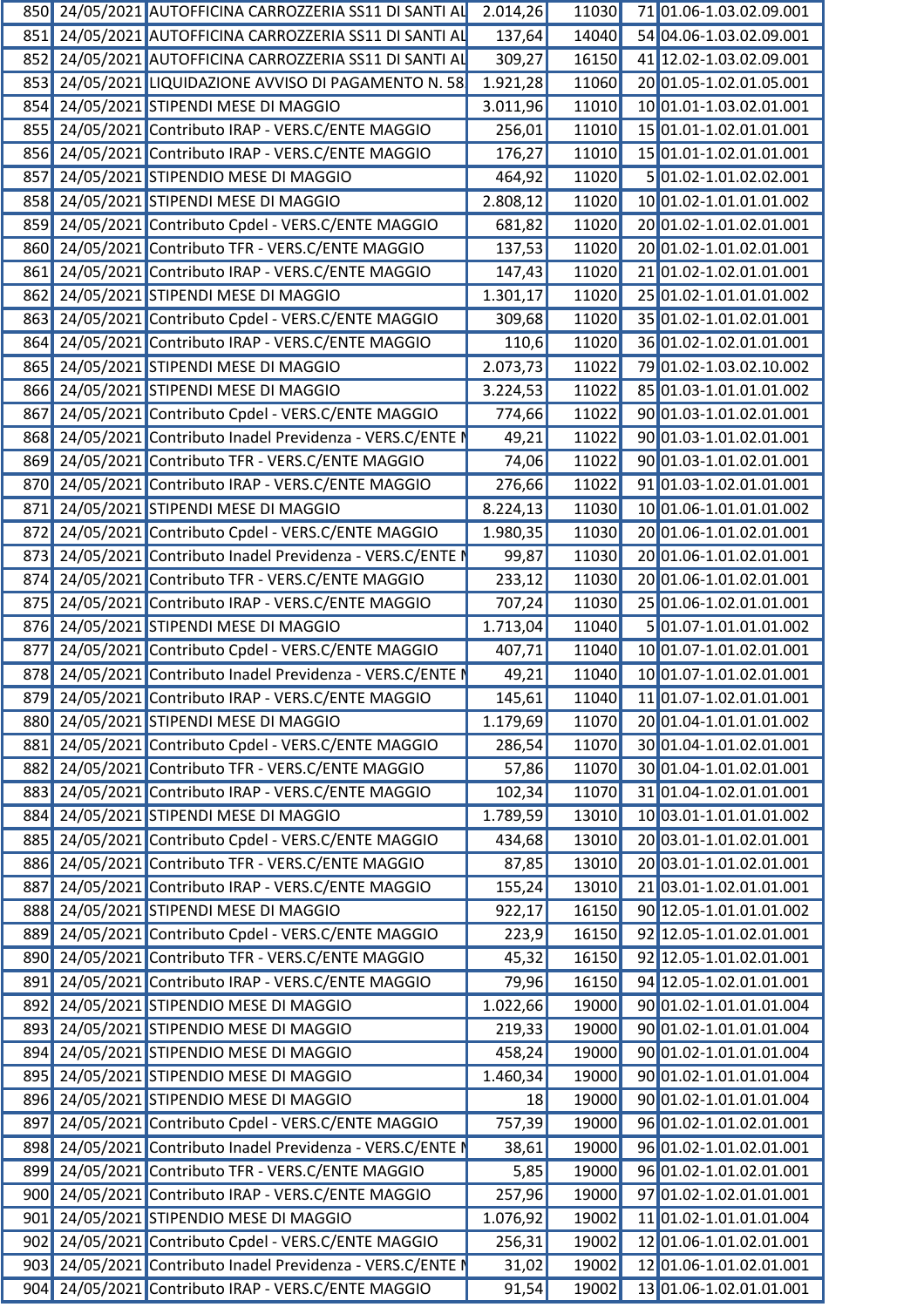| | | | | | | |
|---|---|---|---|---|---|---|
| 850 | 24/05/2021 | AUTOFFICINA CARROZZERIA SS11 DI SANTI AL | 2.014,26 | 11030 | 71 | 01.06-1.03.02.09.001 |
| 851 | 24/05/2021 | AUTOFFICINA CARROZZERIA SS11 DI SANTI AL | 137,64 | 14040 | 54 | 04.06-1.03.02.09.001 |
| 852 | 24/05/2021 | AUTOFFICINA CARROZZERIA SS11 DI SANTI AL | 309,27 | 16150 | 41 | 12.02-1.03.02.09.001 |
| 853 | 24/05/2021 | LIQUIDAZIONE AVVISO DI PAGAMENTO N. 58 | 1.921,28 | 11060 | 20 | 01.05-1.02.01.05.001 |
| 854 | 24/05/2021 | STIPENDI MESE DI MAGGIO | 3.011,96 | 11010 | 10 | 01.01-1.03.02.01.001 |
| 855 | 24/05/2021 | Contributo IRAP - VERS.C/ENTE MAGGIO | 256,01 | 11010 | 15 | 01.01-1.02.01.01.001 |
| 856 | 24/05/2021 | Contributo IRAP - VERS.C/ENTE MAGGIO | 176,27 | 11010 | 15 | 01.01-1.02.01.01.001 |
| 857 | 24/05/2021 | STIPENDIO MESE DI MAGGIO | 464,92 | 11020 | 5 | 01.02-1.01.02.02.001 |
| 858 | 24/05/2021 | STIPENDI MESE DI MAGGIO | 2.808,12 | 11020 | 10 | 01.02-1.01.01.01.002 |
| 859 | 24/05/2021 | Contributo Cpdel - VERS.C/ENTE MAGGIO | 681,82 | 11020 | 20 | 01.02-1.01.02.01.001 |
| 860 | 24/05/2021 | Contributo TFR - VERS.C/ENTE MAGGIO | 137,53 | 11020 | 20 | 01.02-1.01.02.01.001 |
| 861 | 24/05/2021 | Contributo IRAP - VERS.C/ENTE MAGGIO | 147,43 | 11020 | 21 | 01.02-1.02.01.01.001 |
| 862 | 24/05/2021 | STIPENDI MESE DI MAGGIO | 1.301,17 | 11020 | 25 | 01.02-1.01.01.01.002 |
| 863 | 24/05/2021 | Contributo Cpdel - VERS.C/ENTE MAGGIO | 309,68 | 11020 | 35 | 01.02-1.01.02.01.001 |
| 864 | 24/05/2021 | Contributo IRAP - VERS.C/ENTE MAGGIO | 110,6 | 11020 | 36 | 01.02-1.02.01.01.001 |
| 865 | 24/05/2021 | STIPENDI MESE DI MAGGIO | 2.073,73 | 11022 | 79 | 01.02-1.03.02.10.002 |
| 866 | 24/05/2021 | STIPENDI MESE DI MAGGIO | 3.224,53 | 11022 | 85 | 01.03-1.01.01.01.002 |
| 867 | 24/05/2021 | Contributo Cpdel - VERS.C/ENTE MAGGIO | 774,66 | 11022 | 90 | 01.03-1.01.02.01.001 |
| 868 | 24/05/2021 | Contributo Inadel Previdenza - VERS.C/ENTE M | 49,21 | 11022 | 90 | 01.03-1.01.02.01.001 |
| 869 | 24/05/2021 | Contributo TFR - VERS.C/ENTE MAGGIO | 74,06 | 11022 | 90 | 01.03-1.01.02.01.001 |
| 870 | 24/05/2021 | Contributo IRAP - VERS.C/ENTE MAGGIO | 276,66 | 11022 | 91 | 01.03-1.02.01.01.001 |
| 871 | 24/05/2021 | STIPENDI MESE DI MAGGIO | 8.224,13 | 11030 | 10 | 01.06-1.01.01.01.002 |
| 872 | 24/05/2021 | Contributo Cpdel - VERS.C/ENTE MAGGIO | 1.980,35 | 11030 | 20 | 01.06-1.01.02.01.001 |
| 873 | 24/05/2021 | Contributo Inadel Previdenza - VERS.C/ENTE M | 99,87 | 11030 | 20 | 01.06-1.01.02.01.001 |
| 874 | 24/05/2021 | Contributo TFR - VERS.C/ENTE MAGGIO | 233,12 | 11030 | 20 | 01.06-1.01.02.01.001 |
| 875 | 24/05/2021 | Contributo IRAP - VERS.C/ENTE MAGGIO | 707,24 | 11030 | 25 | 01.06-1.02.01.01.001 |
| 876 | 24/05/2021 | STIPENDI MESE DI MAGGIO | 1.713,04 | 11040 | 5 | 01.07-1.01.01.01.002 |
| 877 | 24/05/2021 | Contributo Cpdel - VERS.C/ENTE MAGGIO | 407,71 | 11040 | 10 | 01.07-1.01.02.01.001 |
| 878 | 24/05/2021 | Contributo Inadel Previdenza - VERS.C/ENTE M | 49,21 | 11040 | 10 | 01.07-1.01.02.01.001 |
| 879 | 24/05/2021 | Contributo IRAP - VERS.C/ENTE MAGGIO | 145,61 | 11040 | 11 | 01.07-1.02.01.01.001 |
| 880 | 24/05/2021 | STIPENDI MESE DI MAGGIO | 1.179,69 | 11070 | 20 | 01.04-1.01.01.01.002 |
| 881 | 24/05/2021 | Contributo Cpdel - VERS.C/ENTE MAGGIO | 286,54 | 11070 | 30 | 01.04-1.01.02.01.001 |
| 882 | 24/05/2021 | Contributo TFR - VERS.C/ENTE MAGGIO | 57,86 | 11070 | 30 | 01.04-1.01.02.01.001 |
| 883 | 24/05/2021 | Contributo IRAP - VERS.C/ENTE MAGGIO | 102,34 | 11070 | 31 | 01.04-1.02.01.01.001 |
| 884 | 24/05/2021 | STIPENDI MESE DI MAGGIO | 1.789,59 | 13010 | 10 | 03.01-1.01.01.01.002 |
| 885 | 24/05/2021 | Contributo Cpdel - VERS.C/ENTE MAGGIO | 434,68 | 13010 | 20 | 03.01-1.01.02.01.001 |
| 886 | 24/05/2021 | Contributo TFR - VERS.C/ENTE MAGGIO | 87,85 | 13010 | 20 | 03.01-1.01.02.01.001 |
| 887 | 24/05/2021 | Contributo IRAP - VERS.C/ENTE MAGGIO | 155,24 | 13010 | 21 | 03.01-1.02.01.01.001 |
| 888 | 24/05/2021 | STIPENDI MESE DI MAGGIO | 922,17 | 16150 | 90 | 12.05-1.01.01.01.002 |
| 889 | 24/05/2021 | Contributo Cpdel - VERS.C/ENTE MAGGIO | 223,9 | 16150 | 92 | 12.05-1.01.02.01.001 |
| 890 | 24/05/2021 | Contributo TFR - VERS.C/ENTE MAGGIO | 45,32 | 16150 | 92 | 12.05-1.01.02.01.001 |
| 891 | 24/05/2021 | Contributo IRAP - VERS.C/ENTE MAGGIO | 79,96 | 16150 | 94 | 12.05-1.02.01.01.001 |
| 892 | 24/05/2021 | STIPENDIO MESE DI MAGGIO | 1.022,66 | 19000 | 90 | 01.02-1.01.01.01.004 |
| 893 | 24/05/2021 | STIPENDIO MESE DI MAGGIO | 219,33 | 19000 | 90 | 01.02-1.01.01.01.004 |
| 894 | 24/05/2021 | STIPENDIO MESE DI MAGGIO | 458,24 | 19000 | 90 | 01.02-1.01.01.01.004 |
| 895 | 24/05/2021 | STIPENDIO MESE DI MAGGIO | 1.460,34 | 19000 | 90 | 01.02-1.01.01.01.004 |
| 896 | 24/05/2021 | STIPENDIO MESE DI MAGGIO | 18 | 19000 | 90 | 01.02-1.01.01.01.004 |
| 897 | 24/05/2021 | Contributo Cpdel - VERS.C/ENTE MAGGIO | 757,39 | 19000 | 96 | 01.02-1.01.02.01.001 |
| 898 | 24/05/2021 | Contributo Inadel Previdenza - VERS.C/ENTE M | 38,61 | 19000 | 96 | 01.02-1.01.02.01.001 |
| 899 | 24/05/2021 | Contributo TFR - VERS.C/ENTE MAGGIO | 5,85 | 19000 | 96 | 01.02-1.01.02.01.001 |
| 900 | 24/05/2021 | Contributo IRAP - VERS.C/ENTE MAGGIO | 257,96 | 19000 | 97 | 01.02-1.02.01.01.001 |
| 901 | 24/05/2021 | STIPENDIO MESE DI MAGGIO | 1.076,92 | 19002 | 11 | 01.02-1.01.01.01.004 |
| 902 | 24/05/2021 | Contributo Cpdel - VERS.C/ENTE MAGGIO | 256,31 | 19002 | 12 | 01.06-1.01.02.01.001 |
| 903 | 24/05/2021 | Contributo Inadel Previdenza - VERS.C/ENTE M | 31,02 | 19002 | 12 | 01.06-1.01.02.01.001 |
| 904 | 24/05/2021 | Contributo IRAP - VERS.C/ENTE MAGGIO | 91,54 | 19002 | 13 | 01.06-1.02.01.01.001 |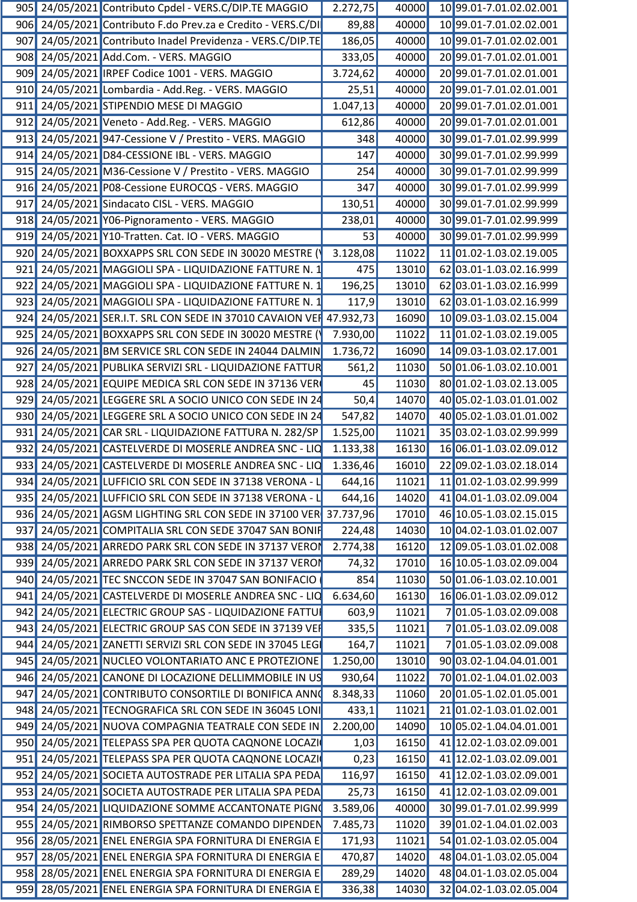| | | | | | | |
|---|---|---|---|---|---|---|
| 905 | 24/05/2021 | Contributo Cpdel - VERS.C/DIP.TE MAGGIO | 2.272,75 | 40000 | 10 | 99.01-7.01.02.02.001 |
| 906 | 24/05/2021 | Contributo F.do Prev.za e Credito - VERS.C/DI | 89,88 | 40000 | 10 | 99.01-7.01.02.02.001 |
| 907 | 24/05/2021 | Contributo Inadel Previdenza - VERS.C/DIP.TE | 186,05 | 40000 | 10 | 99.01-7.01.02.02.001 |
| 908 | 24/05/2021 | Add.Com. - VERS. MAGGIO | 333,05 | 40000 | 20 | 99.01-7.01.02.01.001 |
| 909 | 24/05/2021 | IRPEF Codice 1001 - VERS. MAGGIO | 3.724,62 | 40000 | 20 | 99.01-7.01.02.01.001 |
| 910 | 24/05/2021 | Lombardia - Add.Reg. - VERS. MAGGIO | 25,51 | 40000 | 20 | 99.01-7.01.02.01.001 |
| 911 | 24/05/2021 | STIPENDIO MESE DI MAGGIO | 1.047,13 | 40000 | 20 | 99.01-7.01.02.01.001 |
| 912 | 24/05/2021 | Veneto - Add.Reg. - VERS. MAGGIO | 612,86 | 40000 | 20 | 99.01-7.01.02.01.001 |
| 913 | 24/05/2021 | 947-Cessione V / Prestito - VERS. MAGGIO | 348 | 40000 | 30 | 99.01-7.01.02.99.999 |
| 914 | 24/05/2021 | D84-CESSIONE IBL - VERS. MAGGIO | 147 | 40000 | 30 | 99.01-7.01.02.99.999 |
| 915 | 24/05/2021 | M36-Cessione V / Prestito - VERS. MAGGIO | 254 | 40000 | 30 | 99.01-7.01.02.99.999 |
| 916 | 24/05/2021 | P08-Cessione EUROCQS - VERS. MAGGIO | 347 | 40000 | 30 | 99.01-7.01.02.99.999 |
| 917 | 24/05/2021 | Sindacato CISL - VERS. MAGGIO | 130,51 | 40000 | 30 | 99.01-7.01.02.99.999 |
| 918 | 24/05/2021 | Y06-Pignoramento - VERS. MAGGIO | 238,01 | 40000 | 30 | 99.01-7.01.02.99.999 |
| 919 | 24/05/2021 | Y10-Tratten. Cat. IO - VERS. MAGGIO | 53 | 40000 | 30 | 99.01-7.01.02.99.999 |
| 920 | 24/05/2021 | BOXXAPPS SRL CON SEDE IN 30020 MESTRE (V | 3.128,08 | 11022 | 11 | 01.02-1.03.02.19.005 |
| 921 | 24/05/2021 | MAGGIOLI SPA - LIQUIDAZIONE FATTURE N. 1 | 475 | 13010 | 62 | 03.01-1.03.02.16.999 |
| 922 | 24/05/2021 | MAGGIOLI SPA - LIQUIDAZIONE FATTURE N. 1 | 196,25 | 13010 | 62 | 03.01-1.03.02.16.999 |
| 923 | 24/05/2021 | MAGGIOLI SPA - LIQUIDAZIONE FATTURE N. 1 | 117,9 | 13010 | 62 | 03.01-1.03.02.16.999 |
| 924 | 24/05/2021 | SER.I.T. SRL CON SEDE IN 37010 CAVAION VEF | 47.932,73 | 16090 | 10 | 09.03-1.03.02.15.004 |
| 925 | 24/05/2021 | BOXXAPPS SRL CON SEDE IN 30020 MESTRE (V | 7.930,00 | 11022 | 11 | 01.02-1.03.02.19.005 |
| 926 | 24/05/2021 | BM SERVICE SRL CON SEDE IN 24044 DALMIN | 1.736,72 | 16090 | 14 | 09.03-1.03.02.17.001 |
| 927 | 24/05/2021 | PUBLIKA SERVIZI SRL - LIQUIDAZIONE FATTUR | 561,2 | 11030 | 50 | 01.06-1.03.02.10.001 |
| 928 | 24/05/2021 | EQUIPE MEDICA SRL CON SEDE IN 37136 VER( | 45 | 11030 | 80 | 01.02-1.03.02.13.005 |
| 929 | 24/05/2021 | LEGGERE SRL A SOCIO UNICO CON SEDE IN 24 | 50,4 | 14070 | 40 | 05.02-1.03.01.01.002 |
| 930 | 24/05/2021 | LEGGERE SRL A SOCIO UNICO CON SEDE IN 24 | 547,82 | 14070 | 40 | 05.02-1.03.01.01.002 |
| 931 | 24/05/2021 | CAR SRL - LIQUIDAZIONE FATTURA N. 282/SP | 1.525,00 | 11021 | 35 | 03.02-1.03.02.99.999 |
| 932 | 24/05/2021 | CASTELVERDE DI MOSERLE ANDREA SNC - LIQ | 1.133,38 | 16130 | 16 | 06.01-1.03.02.09.012 |
| 933 | 24/05/2021 | CASTELVERDE DI MOSERLE ANDREA SNC - LIQ | 1.336,46 | 16010 | 22 | 09.02-1.03.02.18.014 |
| 934 | 24/05/2021 | LUFFICIO SRL CON SEDE IN 37138 VERONA - L | 644,16 | 11021 | 11 | 01.02-1.03.02.99.999 |
| 935 | 24/05/2021 | LUFFICIO SRL CON SEDE IN 37138 VERONA - L | 644,16 | 14020 | 41 | 04.01-1.03.02.09.004 |
| 936 | 24/05/2021 | AGSM LIGHTING SRL CON SEDE IN 37100 VER | 37.737,96 | 17010 | 46 | 10.05-1.03.02.15.015 |
| 937 | 24/05/2021 | COMPITALIA SRL CON SEDE 37047 SAN BONIF | 224,48 | 14030 | 10 | 04.02-1.03.01.02.007 |
| 938 | 24/05/2021 | ARREDO PARK SRL CON SEDE IN 37137 VERON | 2.774,38 | 16120 | 12 | 09.05-1.03.01.02.008 |
| 939 | 24/05/2021 | ARREDO PARK SRL CON SEDE IN 37137 VERON | 74,32 | 17010 | 16 | 10.05-1.03.02.09.004 |
| 940 | 24/05/2021 | TEC SNCCON SEDE IN 37047 SAN BONIFACIO ( | 854 | 11030 | 50 | 01.06-1.03.02.10.001 |
| 941 | 24/05/2021 | CASTELVERDE DI MOSERLE ANDREA SNC - LIQ | 6.634,60 | 16130 | 16 | 06.01-1.03.02.09.012 |
| 942 | 24/05/2021 | ELECTRIC GROUP SAS - LIQUIDAZIONE FATTUI | 603,9 | 11021 | 7 | 01.05-1.03.02.09.008 |
| 943 | 24/05/2021 | ELECTRIC GROUP SAS CON SEDE IN 37139 VEF | 335,5 | 11021 | 7 | 01.05-1.03.02.09.008 |
| 944 | 24/05/2021 | ZANETTI SERVIZI SRL CON SEDE IN 37045 LEGI | 164,7 | 11021 | 7 | 01.05-1.03.02.09.008 |
| 945 | 24/05/2021 | NUCLEO VOLONTARIATO ANC E PROTEZIONE | 1.250,00 | 13010 | 90 | 03.02-1.04.04.01.001 |
| 946 | 24/05/2021 | CANONE DI LOCAZIONE DELLIMMOBILE IN US | 930,64 | 11022 | 70 | 01.02-1.04.01.02.003 |
| 947 | 24/05/2021 | CONTRIBUTO CONSORTILE DI BONIFICA ANN( | 8.348,33 | 11060 | 20 | 01.05-1.02.01.05.001 |
| 948 | 24/05/2021 | TECNOGRAFICA SRL CON SEDE IN 36045 LONI | 433,1 | 11021 | 21 | 01.02-1.03.01.02.001 |
| 949 | 24/05/2021 | NUOVA COMPAGNIA TEATRALE CON SEDE IN | 2.200,00 | 14090 | 10 | 05.02-1.04.04.01.001 |
| 950 | 24/05/2021 | TELEPASS SPA PER QUOTA CAQNONE LOCAZI( | 1,03 | 16150 | 41 | 12.02-1.03.02.09.001 |
| 951 | 24/05/2021 | TELEPASS SPA PER QUOTA CAQNONE LOCAZI( | 0,23 | 16150 | 41 | 12.02-1.03.02.09.001 |
| 952 | 24/05/2021 | SOCIETA AUTOSTRADE PER LITALIA SPA PEDA | 116,97 | 16150 | 41 | 12.02-1.03.02.09.001 |
| 953 | 24/05/2021 | SOCIETA AUTOSTRADE PER LITALIA SPA PEDA | 25,73 | 16150 | 41 | 12.02-1.03.02.09.001 |
| 954 | 24/05/2021 | LIQUIDAZIONE SOMME ACCANTONATE PIGN( | 3.589,06 | 40000 | 30 | 99.01-7.01.02.99.999 |
| 955 | 24/05/2021 | RIMBORSO SPETTANZE COMANDO DIPENDEN | 7.485,73 | 11020 | 39 | 01.02-1.04.01.02.003 |
| 956 | 28/05/2021 | ENEL ENERGIA SPA FORNITURA DI ENERGIA E | 171,93 | 11021 | 54 | 01.02-1.03.02.05.004 |
| 957 | 28/05/2021 | ENEL ENERGIA SPA FORNITURA DI ENERGIA E | 470,87 | 14020 | 48 | 04.01-1.03.02.05.004 |
| 958 | 28/05/2021 | ENEL ENERGIA SPA FORNITURA DI ENERGIA E | 289,29 | 14020 | 48 | 04.01-1.03.02.05.004 |
| 959 | 28/05/2021 | ENEL ENERGIA SPA FORNITURA DI ENERGIA E | 336,38 | 14030 | 32 | 04.02-1.03.02.05.004 |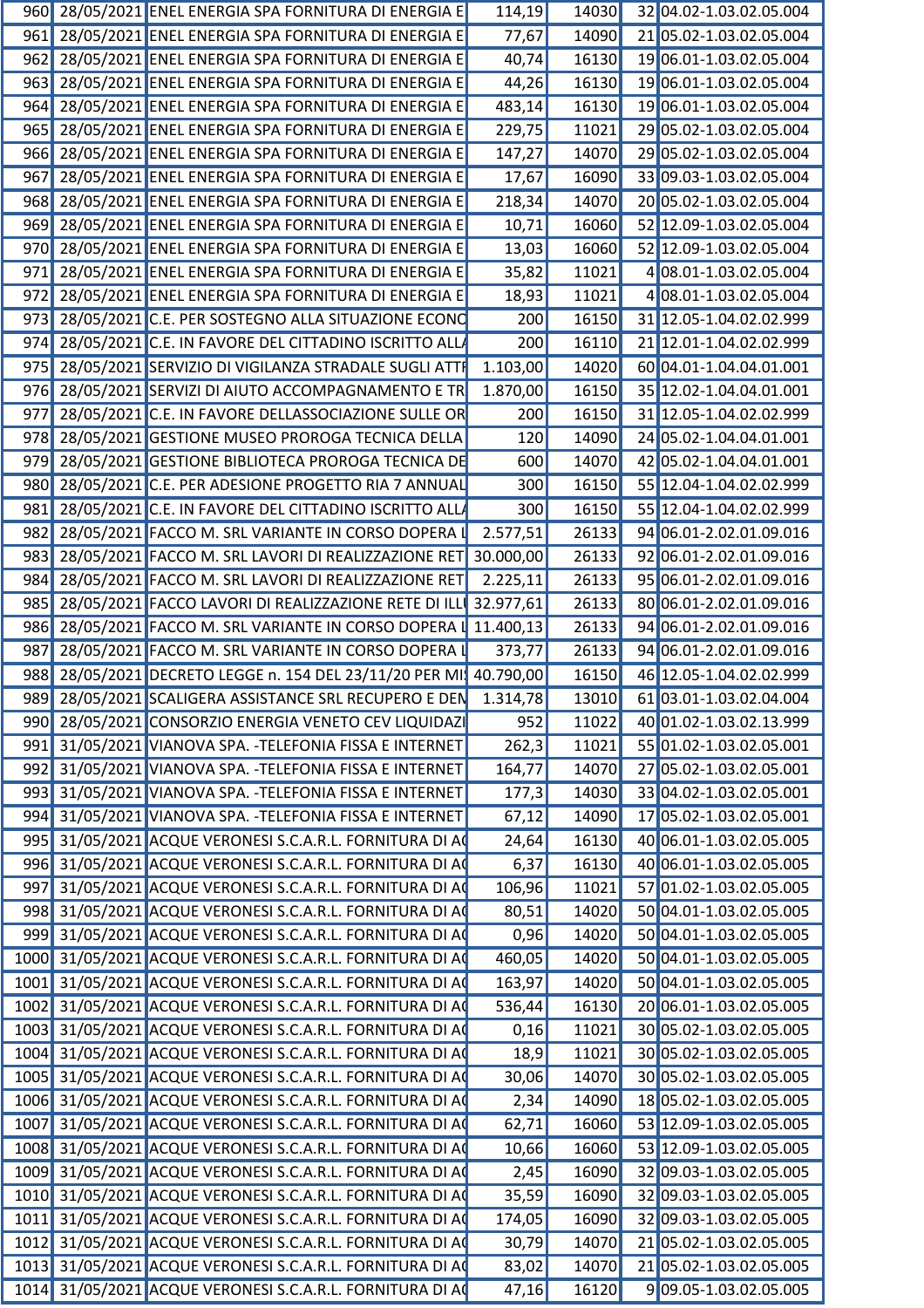| | | | | | | |
|---|---|---|---|---|---|---|
| 960 | 28/05/2021 | ENEL ENERGIA SPA FORNITURA DI ENERGIA E | 114,19 | 14030 | 32 | 04.02-1.03.02.05.004 |
| 961 | 28/05/2021 | ENEL ENERGIA SPA FORNITURA DI ENERGIA E | 77,67 | 14090 | 21 | 05.02-1.03.02.05.004 |
| 962 | 28/05/2021 | ENEL ENERGIA SPA FORNITURA DI ENERGIA E | 40,74 | 16130 | 19 | 06.01-1.03.02.05.004 |
| 963 | 28/05/2021 | ENEL ENERGIA SPA FORNITURA DI ENERGIA E | 44,26 | 16130 | 19 | 06.01-1.03.02.05.004 |
| 964 | 28/05/2021 | ENEL ENERGIA SPA FORNITURA DI ENERGIA E | 483,14 | 16130 | 19 | 06.01-1.03.02.05.004 |
| 965 | 28/05/2021 | ENEL ENERGIA SPA FORNITURA DI ENERGIA E | 229,75 | 11021 | 29 | 05.02-1.03.02.05.004 |
| 966 | 28/05/2021 | ENEL ENERGIA SPA FORNITURA DI ENERGIA E | 147,27 | 14070 | 29 | 05.02-1.03.02.05.004 |
| 967 | 28/05/2021 | ENEL ENERGIA SPA FORNITURA DI ENERGIA E | 17,67 | 16090 | 33 | 09.03-1.03.02.05.004 |
| 968 | 28/05/2021 | ENEL ENERGIA SPA FORNITURA DI ENERGIA E | 218,34 | 14070 | 20 | 05.02-1.03.02.05.004 |
| 969 | 28/05/2021 | ENEL ENERGIA SPA FORNITURA DI ENERGIA E | 10,71 | 16060 | 52 | 12.09-1.03.02.05.004 |
| 970 | 28/05/2021 | ENEL ENERGIA SPA FORNITURA DI ENERGIA E | 13,03 | 16060 | 52 | 12.09-1.03.02.05.004 |
| 971 | 28/05/2021 | ENEL ENERGIA SPA FORNITURA DI ENERGIA E | 35,82 | 11021 | 4 | 08.01-1.03.02.05.004 |
| 972 | 28/05/2021 | ENEL ENERGIA SPA FORNITURA DI ENERGIA E | 18,93 | 11021 | 4 | 08.01-1.03.02.05.004 |
| 973 | 28/05/2021 | C.E. PER SOSTEGNO ALLA SITUAZIONE ECONO | 200 | 16150 | 31 | 12.05-1.04.02.02.999 |
| 974 | 28/05/2021 | C.E. IN FAVORE DEL CITTADINO ISCRITTO ALLA | 200 | 16110 | 21 | 12.01-1.04.02.02.999 |
| 975 | 28/05/2021 | SERVIZIO DI VIGILANZA STRADALE SUGLI ATTR | 1.103,00 | 14020 | 60 | 04.01-1.04.04.01.001 |
| 976 | 28/05/2021 | SERVIZI DI AIUTO ACCOMPAGNAMENTO E TR | 1.870,00 | 16150 | 35 | 12.02-1.04.04.01.001 |
| 977 | 28/05/2021 | C.E. IN FAVORE DELLASSOCIAZIONE SULLE OR | 200 | 16150 | 31 | 12.05-1.04.02.02.999 |
| 978 | 28/05/2021 | GESTIONE MUSEO PROROGA TECNICA DELLA | 120 | 14090 | 24 | 05.02-1.04.04.01.001 |
| 979 | 28/05/2021 | GESTIONE BIBLIOTECA PROROGA TECNICA DE | 600 | 14070 | 42 | 05.02-1.04.04.01.001 |
| 980 | 28/05/2021 | C.E. PER ADESIONE PROGETTO RIA 7 ANNUAL | 300 | 16150 | 55 | 12.04-1.04.02.02.999 |
| 981 | 28/05/2021 | C.E. IN FAVORE DEL CITTADINO ISCRITTO ALLA | 300 | 16150 | 55 | 12.04-1.04.02.02.999 |
| 982 | 28/05/2021 | FACCO M. SRL VARIANTE IN CORSO DOPERA L | 2.577,51 | 26133 | 94 | 06.01-2.02.01.09.016 |
| 983 | 28/05/2021 | FACCO M. SRL LAVORI DI REALIZZAZIONE RET | 30.000,00 | 26133 | 92 | 06.01-2.02.01.09.016 |
| 984 | 28/05/2021 | FACCO M. SRL LAVORI DI REALIZZAZIONE RET | 2.225,11 | 26133 | 95 | 06.01-2.02.01.09.016 |
| 985 | 28/05/2021 | FACCO LAVORI DI REALIZZAZIONE RETE DI ILLU | 32.977,61 | 26133 | 80 | 06.01-2.02.01.09.016 |
| 986 | 28/05/2021 | FACCO M. SRL VARIANTE IN CORSO DOPERA L | 11.400,13 | 26133 | 94 | 06.01-2.02.01.09.016 |
| 987 | 28/05/2021 | FACCO M. SRL VARIANTE IN CORSO DOPERA L | 373,77 | 26133 | 94 | 06.01-2.02.01.09.016 |
| 988 | 28/05/2021 | DECRETO LEGGE n. 154 DEL 23/11/20 PER MIS | 40.790,00 | 16150 | 46 | 12.05-1.04.02.02.999 |
| 989 | 28/05/2021 | SCALIGERA ASSISTANCE SRL RECUPERO E DEM | 1.314,78 | 13010 | 61 | 03.01-1.03.02.04.004 |
| 990 | 28/05/2021 | CONSORZIO ENERGIA VENETO CEV LIQUIDAZI | 952 | 11022 | 40 | 01.02-1.03.02.13.999 |
| 991 | 31/05/2021 | VIANOVA SPA. -TELEFONIA FISSA E INTERNET | 262,3 | 11021 | 55 | 01.02-1.03.02.05.001 |
| 992 | 31/05/2021 | VIANOVA SPA. -TELEFONIA FISSA E INTERNET | 164,77 | 14070 | 27 | 05.02-1.03.02.05.001 |
| 993 | 31/05/2021 | VIANOVA SPA. -TELEFONIA FISSA E INTERNET | 177,3 | 14030 | 33 | 04.02-1.03.02.05.001 |
| 994 | 31/05/2021 | VIANOVA SPA. -TELEFONIA FISSA E INTERNET | 67,12 | 14090 | 17 | 05.02-1.03.02.05.001 |
| 995 | 31/05/2021 | ACQUE VERONESI S.C.A.R.L. FORNITURA DI AC | 24,64 | 16130 | 40 | 06.01-1.03.02.05.005 |
| 996 | 31/05/2021 | ACQUE VERONESI S.C.A.R.L. FORNITURA DI AC | 6,37 | 16130 | 40 | 06.01-1.03.02.05.005 |
| 997 | 31/05/2021 | ACQUE VERONESI S.C.A.R.L. FORNITURA DI AC | 106,96 | 11021 | 57 | 01.02-1.03.02.05.005 |
| 998 | 31/05/2021 | ACQUE VERONESI S.C.A.R.L. FORNITURA DI AC | 80,51 | 14020 | 50 | 04.01-1.03.02.05.005 |
| 999 | 31/05/2021 | ACQUE VERONESI S.C.A.R.L. FORNITURA DI AC | 0,96 | 14020 | 50 | 04.01-1.03.02.05.005 |
| 1000 | 31/05/2021 | ACQUE VERONESI S.C.A.R.L. FORNITURA DI AC | 460,05 | 14020 | 50 | 04.01-1.03.02.05.005 |
| 1001 | 31/05/2021 | ACQUE VERONESI S.C.A.R.L. FORNITURA DI AC | 163,97 | 14020 | 50 | 04.01-1.03.02.05.005 |
| 1002 | 31/05/2021 | ACQUE VERONESI S.C.A.R.L. FORNITURA DI AC | 536,44 | 16130 | 20 | 06.01-1.03.02.05.005 |
| 1003 | 31/05/2021 | ACQUE VERONESI S.C.A.R.L. FORNITURA DI AC | 0,16 | 11021 | 30 | 05.02-1.03.02.05.005 |
| 1004 | 31/05/2021 | ACQUE VERONESI S.C.A.R.L. FORNITURA DI AC | 18,9 | 11021 | 30 | 05.02-1.03.02.05.005 |
| 1005 | 31/05/2021 | ACQUE VERONESI S.C.A.R.L. FORNITURA DI AC | 30,06 | 14070 | 30 | 05.02-1.03.02.05.005 |
| 1006 | 31/05/2021 | ACQUE VERONESI S.C.A.R.L. FORNITURA DI AC | 2,34 | 14090 | 18 | 05.02-1.03.02.05.005 |
| 1007 | 31/05/2021 | ACQUE VERONESI S.C.A.R.L. FORNITURA DI AC | 62,71 | 16060 | 53 | 12.09-1.03.02.05.005 |
| 1008 | 31/05/2021 | ACQUE VERONESI S.C.A.R.L. FORNITURA DI AC | 10,66 | 16060 | 53 | 12.09-1.03.02.05.005 |
| 1009 | 31/05/2021 | ACQUE VERONESI S.C.A.R.L. FORNITURA DI AC | 2,45 | 16090 | 32 | 09.03-1.03.02.05.005 |
| 1010 | 31/05/2021 | ACQUE VERONESI S.C.A.R.L. FORNITURA DI AC | 35,59 | 16090 | 32 | 09.03-1.03.02.05.005 |
| 1011 | 31/05/2021 | ACQUE VERONESI S.C.A.R.L. FORNITURA DI AC | 174,05 | 16090 | 32 | 09.03-1.03.02.05.005 |
| 1012 | 31/05/2021 | ACQUE VERONESI S.C.A.R.L. FORNITURA DI AC | 30,79 | 14070 | 21 | 05.02-1.03.02.05.005 |
| 1013 | 31/05/2021 | ACQUE VERONESI S.C.A.R.L. FORNITURA DI AC | 83,02 | 14070 | 21 | 05.02-1.03.02.05.005 |
| 1014 | 31/05/2021 | ACQUE VERONESI S.C.A.R.L. FORNITURA DI AC | 47,16 | 16120 | 9 | 09.05-1.03.02.05.005 |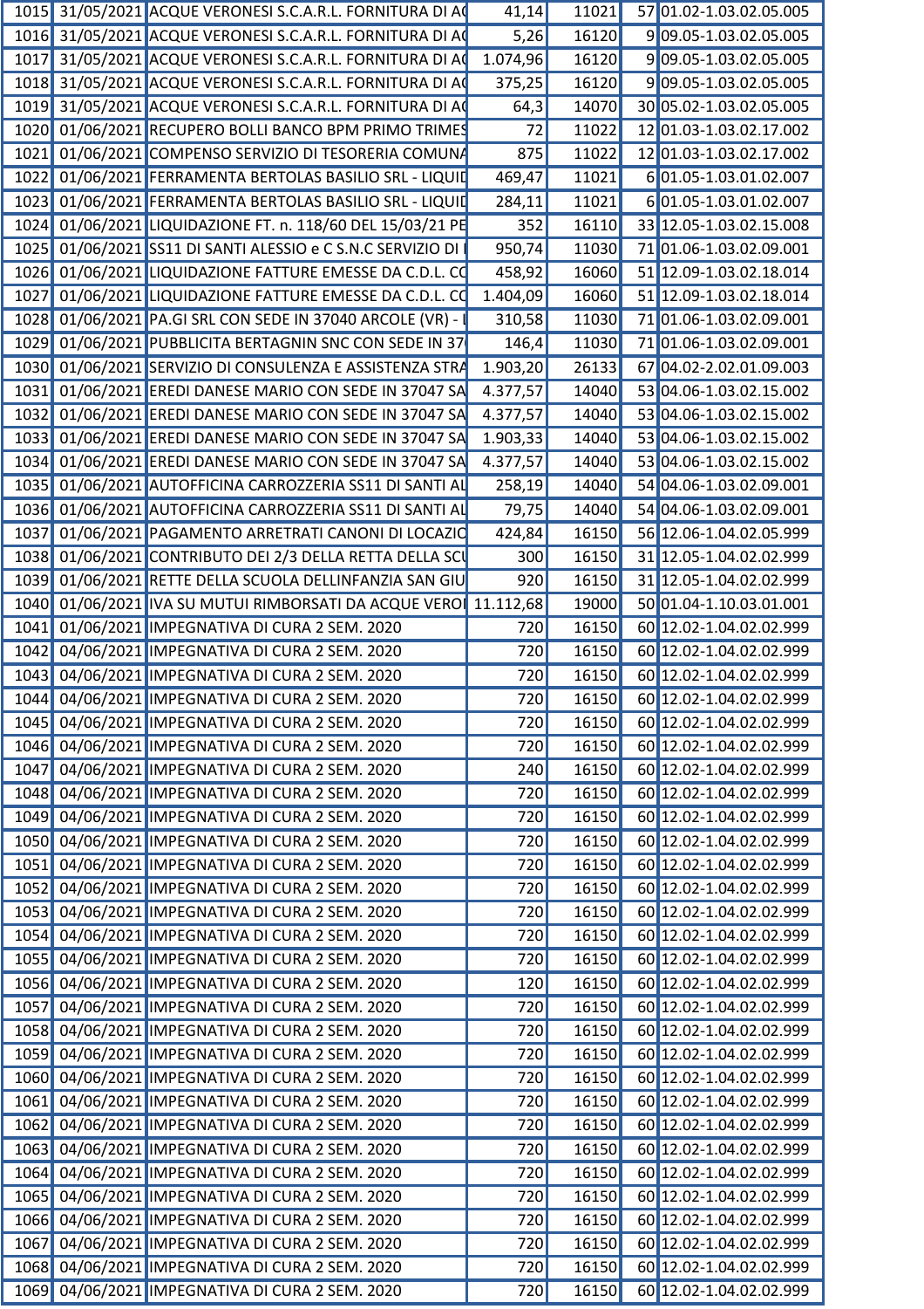| | | | | | | |
|---|---|---|---|---|---|---|
| 1015 | 31/05/2021 | ACQUE VERONESI S.C.A.R.L. FORNITURA DI A( | 41,14 | 11021 | 57 | 01.02-1.03.02.05.005 |
| 1016 | 31/05/2021 | ACQUE VERONESI S.C.A.R.L. FORNITURA DI A( | 5,26 | 16120 | 9 | 09.05-1.03.02.05.005 |
| 1017 | 31/05/2021 | ACQUE VERONESI S.C.A.R.L. FORNITURA DI A( | 1.074,96 | 16120 | 9 | 09.05-1.03.02.05.005 |
| 1018 | 31/05/2021 | ACQUE VERONESI S.C.A.R.L. FORNITURA DI A( | 375,25 | 16120 | 9 | 09.05-1.03.02.05.005 |
| 1019 | 31/05/2021 | ACQUE VERONESI S.C.A.R.L. FORNITURA DI A( | 64,3 | 14070 | 30 | 05.02-1.03.02.05.005 |
| 1020 | 01/06/2021 | RECUPERO BOLLI BANCO BPM PRIMO TRIMES | 72 | 11022 | 12 | 01.03-1.03.02.17.002 |
| 1021 | 01/06/2021 | COMPENSO SERVIZIO DI TESORERIA COMUNA | 875 | 11022 | 12 | 01.03-1.03.02.17.002 |
| 1022 | 01/06/2021 | FERRAMENTA BERTOLAS BASILIO SRL - LIQUID | 469,47 | 11021 | 6 | 01.05-1.03.01.02.007 |
| 1023 | 01/06/2021 | FERRAMENTA BERTOLAS BASILIO SRL - LIQUID | 284,11 | 11021 | 6 | 01.05-1.03.01.02.007 |
| 1024 | 01/06/2021 | LIQUIDAZIONE FT. n. 118/60 DEL 15/03/21 PE | 352 | 16110 | 33 | 12.05-1.03.02.15.008 |
| 1025 | 01/06/2021 | SS11 DI SANTI ALESSIO e C S.N.C SERVIZIO DI | 950,74 | 11030 | 71 | 01.06-1.03.02.09.001 |
| 1026 | 01/06/2021 | LIQUIDAZIONE FATTURE EMESSE DA C.D.L. CO | 458,92 | 16060 | 51 | 12.09-1.03.02.18.014 |
| 1027 | 01/06/2021 | LIQUIDAZIONE FATTURE EMESSE DA C.D.L. CO | 1.404,09 | 16060 | 51 | 12.09-1.03.02.18.014 |
| 1028 | 01/06/2021 | PA.GI SRL CON SEDE IN 37040 ARCOLE (VR) - I | 310,58 | 11030 | 71 | 01.06-1.03.02.09.001 |
| 1029 | 01/06/2021 | PUBBLICITA BERTAGNIN SNC CON SEDE IN 37 | 146,4 | 11030 | 71 | 01.06-1.03.02.09.001 |
| 1030 | 01/06/2021 | SERVIZIO DI CONSULENZA E ASSISTENZA STRA | 1.903,20 | 26133 | 67 | 04.02-2.02.01.09.003 |
| 1031 | 01/06/2021 | EREDI DANESE MARIO CON SEDE IN 37047 SA | 4.377,57 | 14040 | 53 | 04.06-1.03.02.15.002 |
| 1032 | 01/06/2021 | EREDI DANESE MARIO CON SEDE IN 37047 SA | 4.377,57 | 14040 | 53 | 04.06-1.03.02.15.002 |
| 1033 | 01/06/2021 | EREDI DANESE MARIO CON SEDE IN 37047 SA | 1.903,33 | 14040 | 53 | 04.06-1.03.02.15.002 |
| 1034 | 01/06/2021 | EREDI DANESE MARIO CON SEDE IN 37047 SA | 4.377,57 | 14040 | 53 | 04.06-1.03.02.15.002 |
| 1035 | 01/06/2021 | AUTOFFICINA CARROZZERIA SS11 DI SANTI AL | 258,19 | 14040 | 54 | 04.06-1.03.02.09.001 |
| 1036 | 01/06/2021 | AUTOFFICINA CARROZZERIA SS11 DI SANTI AL | 79,75 | 14040 | 54 | 04.06-1.03.02.09.001 |
| 1037 | 01/06/2021 | PAGAMENTO ARRETRATI CANONI DI LOCAZIO | 424,84 | 16150 | 56 | 12.06-1.04.02.05.999 |
| 1038 | 01/06/2021 | CONTRIBUTO DEI 2/3 DELLA RETTA DELLA SCU | 300 | 16150 | 31 | 12.05-1.04.02.02.999 |
| 1039 | 01/06/2021 | RETTE DELLA SCUOLA DELLINFANZIA SAN GIU | 920 | 16150 | 31 | 12.05-1.04.02.02.999 |
| 1040 | 01/06/2021 | IVA SU MUTUI RIMBORSATI DA ACQUE VERO | 11.112,68 | 19000 | 50 | 01.04-1.10.03.01.001 |
| 1041 | 01/06/2021 | IMPEGNATIVA DI CURA 2 SEM. 2020 | 720 | 16150 | 60 | 12.02-1.04.02.02.999 |
| 1042 | 04/06/2021 | IMPEGNATIVA DI CURA 2 SEM. 2020 | 720 | 16150 | 60 | 12.02-1.04.02.02.999 |
| 1043 | 04/06/2021 | IMPEGNATIVA DI CURA 2 SEM. 2020 | 720 | 16150 | 60 | 12.02-1.04.02.02.999 |
| 1044 | 04/06/2021 | IMPEGNATIVA DI CURA 2 SEM. 2020 | 720 | 16150 | 60 | 12.02-1.04.02.02.999 |
| 1045 | 04/06/2021 | IMPEGNATIVA DI CURA 2 SEM. 2020 | 720 | 16150 | 60 | 12.02-1.04.02.02.999 |
| 1046 | 04/06/2021 | IMPEGNATIVA DI CURA 2 SEM. 2020 | 720 | 16150 | 60 | 12.02-1.04.02.02.999 |
| 1047 | 04/06/2021 | IMPEGNATIVA DI CURA 2 SEM. 2020 | 240 | 16150 | 60 | 12.02-1.04.02.02.999 |
| 1048 | 04/06/2021 | IMPEGNATIVA DI CURA 2 SEM. 2020 | 720 | 16150 | 60 | 12.02-1.04.02.02.999 |
| 1049 | 04/06/2021 | IMPEGNATIVA DI CURA 2 SEM. 2020 | 720 | 16150 | 60 | 12.02-1.04.02.02.999 |
| 1050 | 04/06/2021 | IMPEGNATIVA DI CURA 2 SEM. 2020 | 720 | 16150 | 60 | 12.02-1.04.02.02.999 |
| 1051 | 04/06/2021 | IMPEGNATIVA DI CURA 2 SEM. 2020 | 720 | 16150 | 60 | 12.02-1.04.02.02.999 |
| 1052 | 04/06/2021 | IMPEGNATIVA DI CURA 2 SEM. 2020 | 720 | 16150 | 60 | 12.02-1.04.02.02.999 |
| 1053 | 04/06/2021 | IMPEGNATIVA DI CURA 2 SEM. 2020 | 720 | 16150 | 60 | 12.02-1.04.02.02.999 |
| 1054 | 04/06/2021 | IMPEGNATIVA DI CURA 2 SEM. 2020 | 720 | 16150 | 60 | 12.02-1.04.02.02.999 |
| 1055 | 04/06/2021 | IMPEGNATIVA DI CURA 2 SEM. 2020 | 720 | 16150 | 60 | 12.02-1.04.02.02.999 |
| 1056 | 04/06/2021 | IMPEGNATIVA DI CURA 2 SEM. 2020 | 120 | 16150 | 60 | 12.02-1.04.02.02.999 |
| 1057 | 04/06/2021 | IMPEGNATIVA DI CURA 2 SEM. 2020 | 720 | 16150 | 60 | 12.02-1.04.02.02.999 |
| 1058 | 04/06/2021 | IMPEGNATIVA DI CURA 2 SEM. 2020 | 720 | 16150 | 60 | 12.02-1.04.02.02.999 |
| 1059 | 04/06/2021 | IMPEGNATIVA DI CURA 2 SEM. 2020 | 720 | 16150 | 60 | 12.02-1.04.02.02.999 |
| 1060 | 04/06/2021 | IMPEGNATIVA DI CURA 2 SEM. 2020 | 720 | 16150 | 60 | 12.02-1.04.02.02.999 |
| 1061 | 04/06/2021 | IMPEGNATIVA DI CURA 2 SEM. 2020 | 720 | 16150 | 60 | 12.02-1.04.02.02.999 |
| 1062 | 04/06/2021 | IMPEGNATIVA DI CURA 2 SEM. 2020 | 720 | 16150 | 60 | 12.02-1.04.02.02.999 |
| 1063 | 04/06/2021 | IMPEGNATIVA DI CURA 2 SEM. 2020 | 720 | 16150 | 60 | 12.02-1.04.02.02.999 |
| 1064 | 04/06/2021 | IMPEGNATIVA DI CURA 2 SEM. 2020 | 720 | 16150 | 60 | 12.02-1.04.02.02.999 |
| 1065 | 04/06/2021 | IMPEGNATIVA DI CURA 2 SEM. 2020 | 720 | 16150 | 60 | 12.02-1.04.02.02.999 |
| 1066 | 04/06/2021 | IMPEGNATIVA DI CURA 2 SEM. 2020 | 720 | 16150 | 60 | 12.02-1.04.02.02.999 |
| 1067 | 04/06/2021 | IMPEGNATIVA DI CURA 2 SEM. 2020 | 720 | 16150 | 60 | 12.02-1.04.02.02.999 |
| 1068 | 04/06/2021 | IMPEGNATIVA DI CURA 2 SEM. 2020 | 720 | 16150 | 60 | 12.02-1.04.02.02.999 |
| 1069 | 04/06/2021 | IMPEGNATIVA DI CURA 2 SEM. 2020 | 720 | 16150 | 60 | 12.02-1.04.02.02.999 |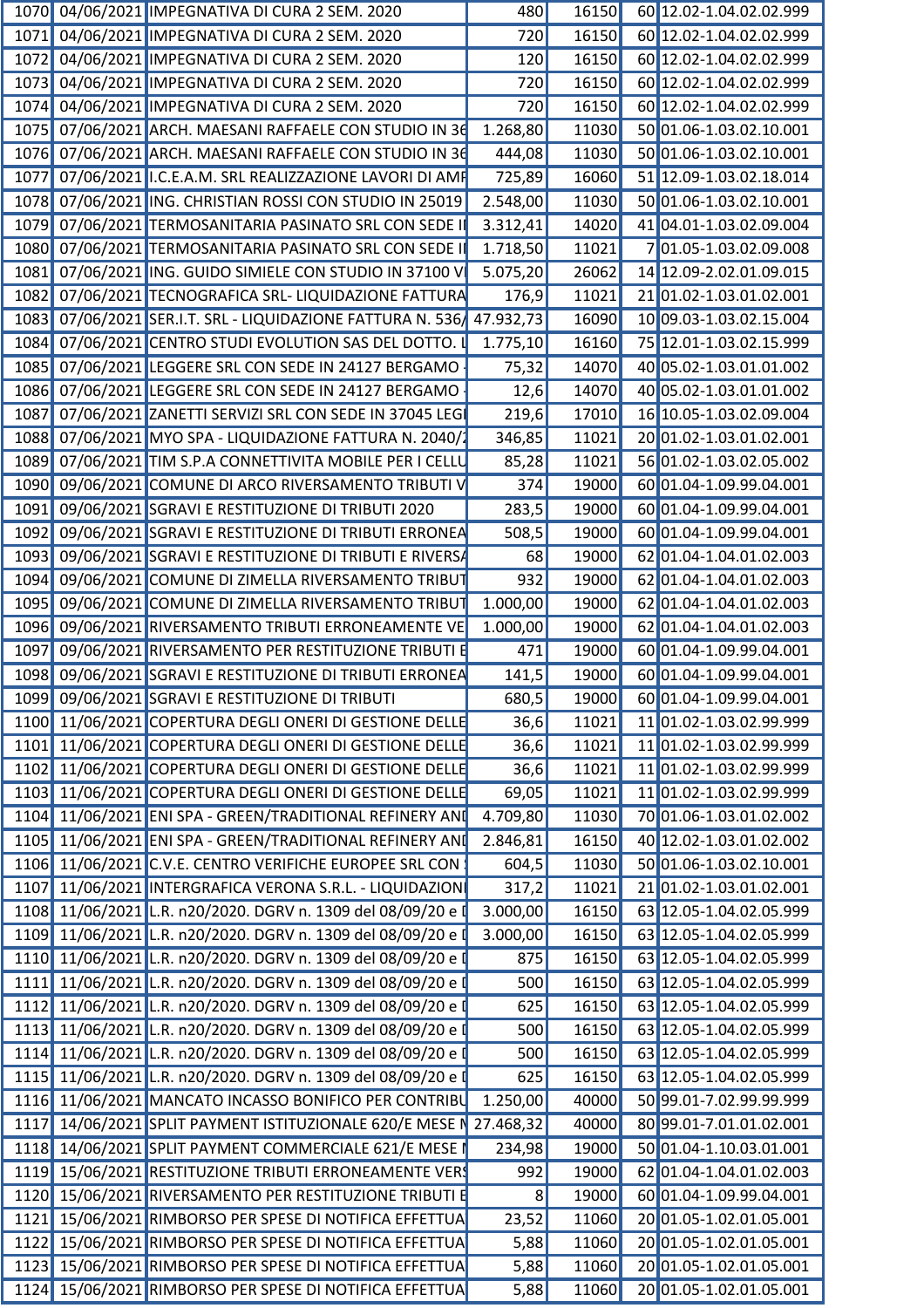| | | | | | | |
|---|---|---|---|---|---|---|
| 1070 | 04/06/2021 | IMPEGNATIVA DI CURA 2 SEM. 2020 | 480 | 16150 | 60 | 12.02-1.04.02.02.999 |
| 1071 | 04/06/2021 | IMPEGNATIVA DI CURA 2 SEM. 2020 | 720 | 16150 | 60 | 12.02-1.04.02.02.999 |
| 1072 | 04/06/2021 | IMPEGNATIVA DI CURA 2 SEM. 2020 | 120 | 16150 | 60 | 12.02-1.04.02.02.999 |
| 1073 | 04/06/2021 | IMPEGNATIVA DI CURA 2 SEM. 2020 | 720 | 16150 | 60 | 12.02-1.04.02.02.999 |
| 1074 | 04/06/2021 | IMPEGNATIVA DI CURA 2 SEM. 2020 | 720 | 16150 | 60 | 12.02-1.04.02.02.999 |
| 1075 | 07/06/2021 | ARCH. MAESANI RAFFAELE CON STUDIO IN 36 | 1.268,80 | 11030 | 50 | 01.06-1.03.02.10.001 |
| 1076 | 07/06/2021 | ARCH. MAESANI RAFFAELE CON STUDIO IN 36 | 444,08 | 11030 | 50 | 01.06-1.03.02.10.001 |
| 1077 | 07/06/2021 | I.C.E.A.M. SRL REALIZZAZIONE LAVORI DI AMF | 725,89 | 16060 | 51 | 12.09-1.03.02.18.014 |
| 1078 | 07/06/2021 | ING. CHRISTIAN ROSSI CON STUDIO IN 25019 | 2.548,00 | 11030 | 50 | 01.06-1.03.02.10.001 |
| 1079 | 07/06/2021 | TERMOSANITARIA PASINATO SRL CON SEDE II | 3.312,41 | 14020 | 41 | 04.01-1.03.02.09.004 |
| 1080 | 07/06/2021 | TERMOSANITARIA PASINATO SRL CON SEDE II | 1.718,50 | 11021 | 7 | 01.05-1.03.02.09.008 |
| 1081 | 07/06/2021 | ING. GUIDO SIMIELE CON STUDIO IN 37100 VI | 5.075,20 | 26062 | 14 | 12.09-2.02.01.09.015 |
| 1082 | 07/06/2021 | TECNOGRAFICA SRL- LIQUIDAZIONE FATTURA | 176,9 | 11021 | 21 | 01.02-1.03.01.02.001 |
| 1083 | 07/06/2021 | SER.I.T. SRL - LIQUIDAZIONE FATTURA N. 536/ | 47.932,73 | 16090 | 10 | 09.03-1.03.02.15.004 |
| 1084 | 07/06/2021 | CENTRO STUDI EVOLUTION SAS DEL DOTTO. L | 1.775,10 | 16160 | 75 | 12.01-1.03.02.15.999 |
| 1085 | 07/06/2021 | LEGGERE SRL CON SEDE IN 24127 BERGAMO | 75,32 | 14070 | 40 | 05.02-1.03.01.01.002 |
| 1086 | 07/06/2021 | LEGGERE SRL CON SEDE IN 24127 BERGAMO | 12,6 | 14070 | 40 | 05.02-1.03.01.01.002 |
| 1087 | 07/06/2021 | ZANETTI SERVIZI SRL CON SEDE IN 37045 LEGI | 219,6 | 17010 | 16 | 10.05-1.03.02.09.004 |
| 1088 | 07/06/2021 | MYO SPA - LIQUIDAZIONE FATTURA N. 2040/ | 346,85 | 11021 | 20 | 01.02-1.03.01.02.001 |
| 1089 | 07/06/2021 | TIM S.P.A CONNETTIVITA MOBILE PER I CELLU | 85,28 | 11021 | 56 | 01.02-1.03.02.05.002 |
| 1090 | 09/06/2021 | COMUNE DI ARCO RIVERSAMENTO TRIBUTI V | 374 | 19000 | 60 | 01.04-1.09.99.04.001 |
| 1091 | 09/06/2021 | SGRAVI E RESTITUZIONE DI TRIBUTI 2020 | 283,5 | 19000 | 60 | 01.04-1.09.99.04.001 |
| 1092 | 09/06/2021 | SGRAVI E RESTITUZIONE DI TRIBUTI ERRONEA | 508,5 | 19000 | 60 | 01.04-1.09.99.04.001 |
| 1093 | 09/06/2021 | SGRAVI E RESTITUZIONE DI TRIBUTI E RIVERSA | 68 | 19000 | 62 | 01.04-1.04.01.02.003 |
| 1094 | 09/06/2021 | COMUNE DI ZIMELLA RIVERSAMENTO TRIBUT | 932 | 19000 | 62 | 01.04-1.04.01.02.003 |
| 1095 | 09/06/2021 | COMUNE DI ZIMELLA RIVERSAMENTO TRIBUT | 1.000,00 | 19000 | 62 | 01.04-1.04.01.02.003 |
| 1096 | 09/06/2021 | RIVERSAMENTO TRIBUTI ERRONEAMENTE VE | 1.000,00 | 19000 | 62 | 01.04-1.04.01.02.003 |
| 1097 | 09/06/2021 | RIVERSAMENTO PER RESTITUZIONE TRIBUTI E | 471 | 19000 | 60 | 01.04-1.09.99.04.001 |
| 1098 | 09/06/2021 | SGRAVI E RESTITUZIONE DI TRIBUTI ERRONEA | 141,5 | 19000 | 60 | 01.04-1.09.99.04.001 |
| 1099 | 09/06/2021 | SGRAVI E RESTITUZIONE DI TRIBUTI | 680,5 | 19000 | 60 | 01.04-1.09.99.04.001 |
| 1100 | 11/06/2021 | COPERTURA DEGLI ONERI DI GESTIONE DELLE | 36,6 | 11021 | 11 | 01.02-1.03.02.99.999 |
| 1101 | 11/06/2021 | COPERTURA DEGLI ONERI DI GESTIONE DELLE | 36,6 | 11021 | 11 | 01.02-1.03.02.99.999 |
| 1102 | 11/06/2021 | COPERTURA DEGLI ONERI DI GESTIONE DELLE | 36,6 | 11021 | 11 | 01.02-1.03.02.99.999 |
| 1103 | 11/06/2021 | COPERTURA DEGLI ONERI DI GESTIONE DELLE | 69,05 | 11021 | 11 | 01.02-1.03.02.99.999 |
| 1104 | 11/06/2021 | ENI SPA - GREEN/TRADITIONAL REFINERY ANI | 4.709,80 | 11030 | 70 | 01.06-1.03.01.02.002 |
| 1105 | 11/06/2021 | ENI SPA - GREEN/TRADITIONAL REFINERY ANI | 2.846,81 | 16150 | 40 | 12.02-1.03.01.02.002 |
| 1106 | 11/06/2021 | C.V.E. CENTRO VERIFICHE EUROPEE SRL CON | 604,5 | 11030 | 50 | 01.06-1.03.02.10.001 |
| 1107 | 11/06/2021 | INTERGRAFICA VERONA S.R.L. - LIQUIDAZIONI | 317,2 | 11021 | 21 | 01.02-1.03.01.02.001 |
| 1108 | 11/06/2021 | L.R. n20/2020. DGRV n. 1309 del 08/09/20 e I | 3.000,00 | 16150 | 63 | 12.05-1.04.02.05.999 |
| 1109 | 11/06/2021 | L.R. n20/2020. DGRV n. 1309 del 08/09/20 e I | 3.000,00 | 16150 | 63 | 12.05-1.04.02.05.999 |
| 1110 | 11/06/2021 | L.R. n20/2020. DGRV n. 1309 del 08/09/20 e I | 875 | 16150 | 63 | 12.05-1.04.02.05.999 |
| 1111 | 11/06/2021 | L.R. n20/2020. DGRV n. 1309 del 08/09/20 e I | 500 | 16150 | 63 | 12.05-1.04.02.05.999 |
| 1112 | 11/06/2021 | L.R. n20/2020. DGRV n. 1309 del 08/09/20 e I | 625 | 16150 | 63 | 12.05-1.04.02.05.999 |
| 1113 | 11/06/2021 | L.R. n20/2020. DGRV n. 1309 del 08/09/20 e I | 500 | 16150 | 63 | 12.05-1.04.02.05.999 |
| 1114 | 11/06/2021 | L.R. n20/2020. DGRV n. 1309 del 08/09/20 e I | 500 | 16150 | 63 | 12.05-1.04.02.05.999 |
| 1115 | 11/06/2021 | L.R. n20/2020. DGRV n. 1309 del 08/09/20 e I | 625 | 16150 | 63 | 12.05-1.04.02.05.999 |
| 1116 | 11/06/2021 | MANCATO INCASSO BONIFICO PER CONTRIBU | 1.250,00 | 40000 | 50 | 99.01-7.02.99.99.999 |
| 1117 | 14/06/2021 | SPLIT PAYMENT ISTITUZIONALE 620/E MESE N | 27.468,32 | 40000 | 80 | 99.01-7.01.01.02.001 |
| 1118 | 14/06/2021 | SPLIT PAYMENT COMMERCIALE 621/E MESE I | 234,98 | 19000 | 50 | 01.04-1.10.03.01.001 |
| 1119 | 15/06/2021 | RESTITUZIONE TRIBUTI ERRONEAMENTE VERS | 992 | 19000 | 62 | 01.04-1.04.01.02.003 |
| 1120 | 15/06/2021 | RIVERSAMENTO PER RESTITUZIONE TRIBUTI E | 8 | 19000 | 60 | 01.04-1.09.99.04.001 |
| 1121 | 15/06/2021 | RIMBORSO PER SPESE DI NOTIFICA EFFETTUA | 23,52 | 11060 | 20 | 01.05-1.02.01.05.001 |
| 1122 | 15/06/2021 | RIMBORSO PER SPESE DI NOTIFICA EFFETTUA | 5,88 | 11060 | 20 | 01.05-1.02.01.05.001 |
| 1123 | 15/06/2021 | RIMBORSO PER SPESE DI NOTIFICA EFFETTUA | 5,88 | 11060 | 20 | 01.05-1.02.01.05.001 |
| 1124 | 15/06/2021 | RIMBORSO PER SPESE DI NOTIFICA EFFETTUA | 5,88 | 11060 | 20 | 01.05-1.02.01.05.001 |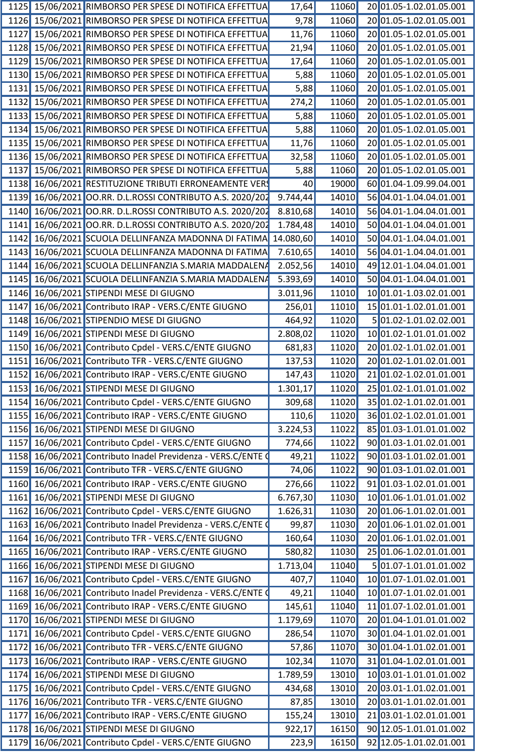| | | | | | | |
|---|---|---|---|---|---|---|
| 1125 | 15/06/2021 | RIMBORSO PER SPESE DI NOTIFICA EFFETTUA | 17,64 | 11060 | 20 | 01.05-1.02.01.05.001 |
| 1126 | 15/06/2021 | RIMBORSO PER SPESE DI NOTIFICA EFFETTUA | 9,78 | 11060 | 20 | 01.05-1.02.01.05.001 |
| 1127 | 15/06/2021 | RIMBORSO PER SPESE DI NOTIFICA EFFETTUA | 11,76 | 11060 | 20 | 01.05-1.02.01.05.001 |
| 1128 | 15/06/2021 | RIMBORSO PER SPESE DI NOTIFICA EFFETTUA | 21,94 | 11060 | 20 | 01.05-1.02.01.05.001 |
| 1129 | 15/06/2021 | RIMBORSO PER SPESE DI NOTIFICA EFFETTUA | 17,64 | 11060 | 20 | 01.05-1.02.01.05.001 |
| 1130 | 15/06/2021 | RIMBORSO PER SPESE DI NOTIFICA EFFETTUA | 5,88 | 11060 | 20 | 01.05-1.02.01.05.001 |
| 1131 | 15/06/2021 | RIMBORSO PER SPESE DI NOTIFICA EFFETTUA | 5,88 | 11060 | 20 | 01.05-1.02.01.05.001 |
| 1132 | 15/06/2021 | RIMBORSO PER SPESE DI NOTIFICA EFFETTUA | 274,2 | 11060 | 20 | 01.05-1.02.01.05.001 |
| 1133 | 15/06/2021 | RIMBORSO PER SPESE DI NOTIFICA EFFETTUA | 5,88 | 11060 | 20 | 01.05-1.02.01.05.001 |
| 1134 | 15/06/2021 | RIMBORSO PER SPESE DI NOTIFICA EFFETTUA | 5,88 | 11060 | 20 | 01.05-1.02.01.05.001 |
| 1135 | 15/06/2021 | RIMBORSO PER SPESE DI NOTIFICA EFFETTUA | 11,76 | 11060 | 20 | 01.05-1.02.01.05.001 |
| 1136 | 15/06/2021 | RIMBORSO PER SPESE DI NOTIFICA EFFETTUA | 32,58 | 11060 | 20 | 01.05-1.02.01.05.001 |
| 1137 | 15/06/2021 | RIMBORSO PER SPESE DI NOTIFICA EFFETTUA | 5,88 | 11060 | 20 | 01.05-1.02.01.05.001 |
| 1138 | 16/06/2021 | RESTITUZIONE TRIBUTI ERRONEAMENTE VERS | 40 | 19000 | 60 | 01.04-1.09.99.04.001 |
| 1139 | 16/06/2021 | OO.RR. D.L.ROSSI CONTRIBUTO A.S. 2020/202 | 9.744,44 | 14010 | 56 | 04.01-1.04.04.01.001 |
| 1140 | 16/06/2021 | OO.RR. D.L.ROSSI CONTRIBUTO A.S. 2020/202 | 8.810,68 | 14010 | 56 | 04.01-1.04.04.01.001 |
| 1141 | 16/06/2021 | OO.RR. D.L.ROSSI CONTRIBUTO A.S. 2020/202 | 1.784,48 | 14010 | 50 | 04.01-1.04.04.01.001 |
| 1142 | 16/06/2021 | SCUOLA DELLINFANZA MADONNA DI FATIMA | 14.080,60 | 14010 | 50 | 04.01-1.04.04.01.001 |
| 1143 | 16/06/2021 | SCUOLA DELLINFANZA MADONNA DI FATIMA | 7.610,65 | 14010 | 56 | 04.01-1.04.04.01.001 |
| 1144 | 16/06/2021 | SCUOLA DELLINFANZIA S.MARIA MADDALENA | 2.052,56 | 14010 | 49 | 12.01-1.04.04.01.001 |
| 1145 | 16/06/2021 | SCUOLA DELLINFANZIA S.MARIA MADDALENA | 5.393,69 | 14010 | 50 | 04.01-1.04.04.01.001 |
| 1146 | 16/06/2021 | STIPENDI MESE DI GIUGNO | 3.011,96 | 11010 | 10 | 01.01-1.03.02.01.001 |
| 1147 | 16/06/2021 | Contributo IRAP - VERS.C/ENTE GIUGNO | 256,01 | 11010 | 15 | 01.01-1.02.01.01.001 |
| 1148 | 16/06/2021 | STIPENDIO MESE DI GIUGNO | 464,92 | 11020 | 5 | 01.02-1.01.02.02.001 |
| 1149 | 16/06/2021 | STIPENDI MESE DI GIUGNO | 2.808,02 | 11020 | 10 | 01.02-1.01.01.01.002 |
| 1150 | 16/06/2021 | Contributo Cpdel - VERS.C/ENTE GIUGNO | 681,83 | 11020 | 20 | 01.02-1.01.02.01.001 |
| 1151 | 16/06/2021 | Contributo TFR - VERS.C/ENTE GIUGNO | 137,53 | 11020 | 20 | 01.02-1.01.02.01.001 |
| 1152 | 16/06/2021 | Contributo IRAP - VERS.C/ENTE GIUGNO | 147,43 | 11020 | 21 | 01.02-1.02.01.01.001 |
| 1153 | 16/06/2021 | STIPENDI MESE DI GIUGNO | 1.301,17 | 11020 | 25 | 01.02-1.01.01.01.002 |
| 1154 | 16/06/2021 | Contributo Cpdel - VERS.C/ENTE GIUGNO | 309,68 | 11020 | 35 | 01.02-1.01.02.01.001 |
| 1155 | 16/06/2021 | Contributo IRAP - VERS.C/ENTE GIUGNO | 110,6 | 11020 | 36 | 01.02-1.02.01.01.001 |
| 1156 | 16/06/2021 | STIPENDI MESE DI GIUGNO | 3.224,53 | 11022 | 85 | 01.03-1.01.01.01.002 |
| 1157 | 16/06/2021 | Contributo Cpdel - VERS.C/ENTE GIUGNO | 774,66 | 11022 | 90 | 01.03-1.01.02.01.001 |
| 1158 | 16/06/2021 | Contributo Inadel Previdenza - VERS.C/ENTE ( | 49,21 | 11022 | 90 | 01.03-1.01.02.01.001 |
| 1159 | 16/06/2021 | Contributo TFR - VERS.C/ENTE GIUGNO | 74,06 | 11022 | 90 | 01.03-1.01.02.01.001 |
| 1160 | 16/06/2021 | Contributo IRAP - VERS.C/ENTE GIUGNO | 276,66 | 11022 | 91 | 01.03-1.02.01.01.001 |
| 1161 | 16/06/2021 | STIPENDI MESE DI GIUGNO | 6.767,30 | 11030 | 10 | 01.06-1.01.01.01.002 |
| 1162 | 16/06/2021 | Contributo Cpdel - VERS.C/ENTE GIUGNO | 1.626,31 | 11030 | 20 | 01.06-1.01.02.01.001 |
| 1163 | 16/06/2021 | Contributo Inadel Previdenza - VERS.C/ENTE ( | 99,87 | 11030 | 20 | 01.06-1.01.02.01.001 |
| 1164 | 16/06/2021 | Contributo TFR - VERS.C/ENTE GIUGNO | 160,64 | 11030 | 20 | 01.06-1.01.02.01.001 |
| 1165 | 16/06/2021 | Contributo IRAP - VERS.C/ENTE GIUGNO | 580,82 | 11030 | 25 | 01.06-1.02.01.01.001 |
| 1166 | 16/06/2021 | STIPENDI MESE DI GIUGNO | 1.713,04 | 11040 | 5 | 01.07-1.01.01.01.002 |
| 1167 | 16/06/2021 | Contributo Cpdel - VERS.C/ENTE GIUGNO | 407,7 | 11040 | 10 | 01.07-1.01.02.01.001 |
| 1168 | 16/06/2021 | Contributo Inadel Previdenza - VERS.C/ENTE ( | 49,21 | 11040 | 10 | 01.07-1.01.02.01.001 |
| 1169 | 16/06/2021 | Contributo IRAP - VERS.C/ENTE GIUGNO | 145,61 | 11040 | 11 | 01.07-1.02.01.01.001 |
| 1170 | 16/06/2021 | STIPENDI MESE DI GIUGNO | 1.179,69 | 11070 | 20 | 01.04-1.01.01.01.002 |
| 1171 | 16/06/2021 | Contributo Cpdel - VERS.C/ENTE GIUGNO | 286,54 | 11070 | 30 | 01.04-1.01.02.01.001 |
| 1172 | 16/06/2021 | Contributo TFR - VERS.C/ENTE GIUGNO | 57,86 | 11070 | 30 | 01.04-1.01.02.01.001 |
| 1173 | 16/06/2021 | Contributo IRAP - VERS.C/ENTE GIUGNO | 102,34 | 11070 | 31 | 01.04-1.02.01.01.001 |
| 1174 | 16/06/2021 | STIPENDI MESE DI GIUGNO | 1.789,59 | 13010 | 10 | 03.01-1.01.01.01.002 |
| 1175 | 16/06/2021 | Contributo Cpdel - VERS.C/ENTE GIUGNO | 434,68 | 13010 | 20 | 03.01-1.01.02.01.001 |
| 1176 | 16/06/2021 | Contributo TFR - VERS.C/ENTE GIUGNO | 87,85 | 13010 | 20 | 03.01-1.01.02.01.001 |
| 1177 | 16/06/2021 | Contributo IRAP - VERS.C/ENTE GIUGNO | 155,24 | 13010 | 21 | 03.01-1.02.01.01.001 |
| 1178 | 16/06/2021 | STIPENDI MESE DI GIUGNO | 922,17 | 16150 | 90 | 12.05-1.01.01.01.002 |
| 1179 | 16/06/2021 | Contributo Cpdel - VERS.C/ENTE GIUGNO | 223,9 | 16150 | 92 | 12.05-1.01.02.01.001 |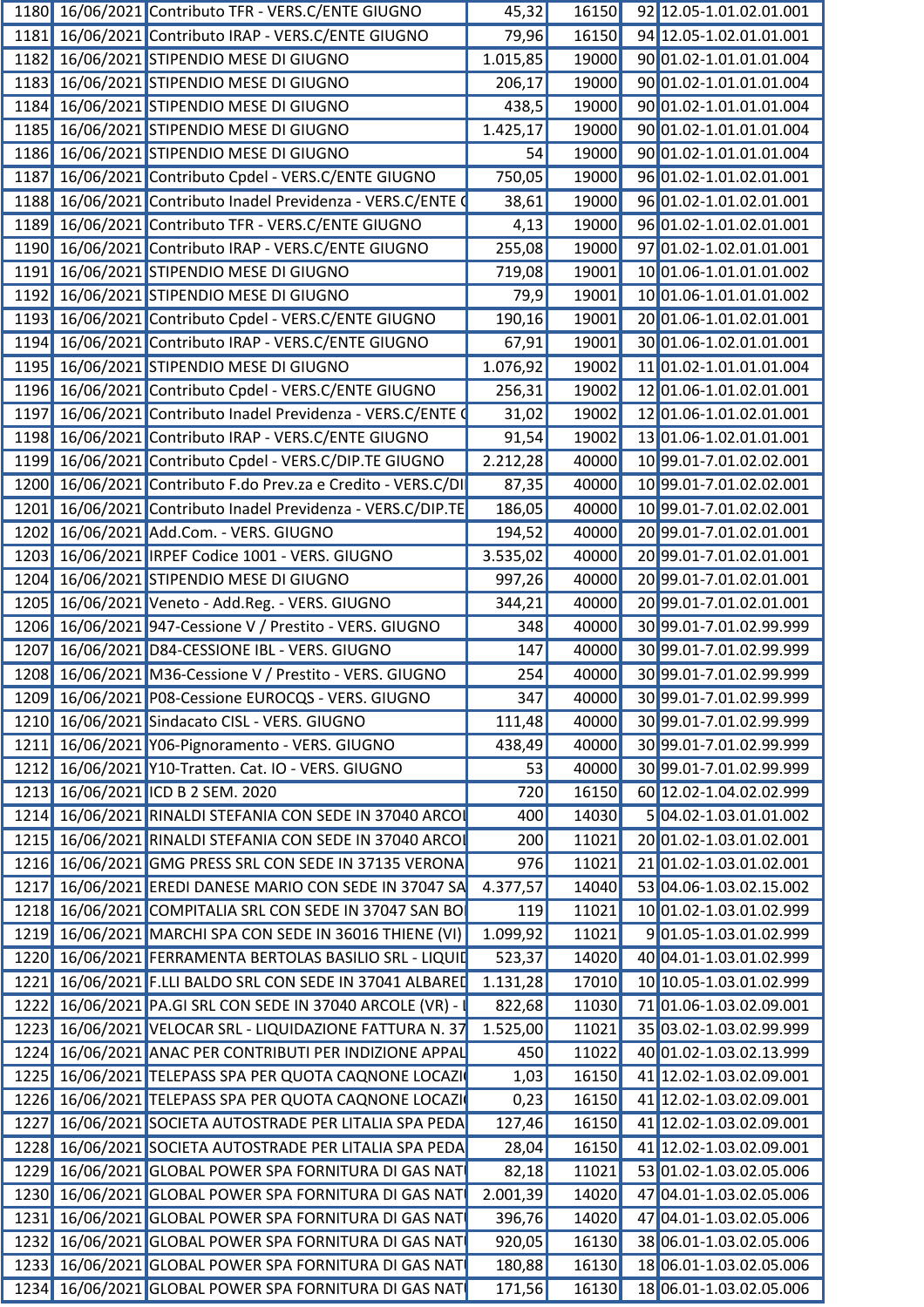| | | | | | | |
|---|---|---|---|---|---|---|
| 1180 | 16/06/2021 | Contributo TFR - VERS.C/ENTE GIUGNO | 45,32 | 16150 | 92 | 12.05-1.01.02.01.001 |
| 1181 | 16/06/2021 | Contributo IRAP - VERS.C/ENTE GIUGNO | 79,96 | 16150 | 94 | 12.05-1.02.01.01.001 |
| 1182 | 16/06/2021 | STIPENDIO MESE DI GIUGNO | 1.015,85 | 19000 | 90 | 01.02-1.01.01.01.004 |
| 1183 | 16/06/2021 | STIPENDIO MESE DI GIUGNO | 206,17 | 19000 | 90 | 01.02-1.01.01.01.004 |
| 1184 | 16/06/2021 | STIPENDIO MESE DI GIUGNO | 438,5 | 19000 | 90 | 01.02-1.01.01.01.004 |
| 1185 | 16/06/2021 | STIPENDIO MESE DI GIUGNO | 1.425,17 | 19000 | 90 | 01.02-1.01.01.01.004 |
| 1186 | 16/06/2021 | STIPENDIO MESE DI GIUGNO | 54 | 19000 | 90 | 01.02-1.01.01.01.004 |
| 1187 | 16/06/2021 | Contributo Cpdel - VERS.C/ENTE GIUGNO | 750,05 | 19000 | 96 | 01.02-1.01.02.01.001 |
| 1188 | 16/06/2021 | Contributo Inadel Previdenza - VERS.C/ENTE ( | 38,61 | 19000 | 96 | 01.02-1.01.02.01.001 |
| 1189 | 16/06/2021 | Contributo TFR - VERS.C/ENTE GIUGNO | 4,13 | 19000 | 96 | 01.02-1.01.02.01.001 |
| 1190 | 16/06/2021 | Contributo IRAP - VERS.C/ENTE GIUGNO | 255,08 | 19000 | 97 | 01.02-1.02.01.01.001 |
| 1191 | 16/06/2021 | STIPENDIO MESE DI GIUGNO | 719,08 | 19001 | 10 | 01.06-1.01.01.01.002 |
| 1192 | 16/06/2021 | STIPENDIO MESE DI GIUGNO | 79,9 | 19001 | 10 | 01.06-1.01.01.01.002 |
| 1193 | 16/06/2021 | Contributo Cpdel - VERS.C/ENTE GIUGNO | 190,16 | 19001 | 20 | 01.06-1.01.02.01.001 |
| 1194 | 16/06/2021 | Contributo IRAP - VERS.C/ENTE GIUGNO | 67,91 | 19001 | 30 | 01.06-1.02.01.01.001 |
| 1195 | 16/06/2021 | STIPENDIO MESE DI GIUGNO | 1.076,92 | 19002 | 11 | 01.02-1.01.01.01.004 |
| 1196 | 16/06/2021 | Contributo Cpdel - VERS.C/ENTE GIUGNO | 256,31 | 19002 | 12 | 01.06-1.01.02.01.001 |
| 1197 | 16/06/2021 | Contributo Inadel Previdenza - VERS.C/ENTE ( | 31,02 | 19002 | 12 | 01.06-1.01.02.01.001 |
| 1198 | 16/06/2021 | Contributo IRAP - VERS.C/ENTE GIUGNO | 91,54 | 19002 | 13 | 01.06-1.02.01.01.001 |
| 1199 | 16/06/2021 | Contributo Cpdel - VERS.C/DIP.TE GIUGNO | 2.212,28 | 40000 | 10 | 99.01-7.01.02.02.001 |
| 1200 | 16/06/2021 | Contributo F.do Prev.za e Credito - VERS.C/DI | 87,35 | 40000 | 10 | 99.01-7.01.02.02.001 |
| 1201 | 16/06/2021 | Contributo Inadel Previdenza - VERS.C/DIP.TE | 186,05 | 40000 | 10 | 99.01-7.01.02.02.001 |
| 1202 | 16/06/2021 | Add.Com. - VERS. GIUGNO | 194,52 | 40000 | 20 | 99.01-7.01.02.01.001 |
| 1203 | 16/06/2021 | IRPEF Codice 1001 - VERS. GIUGNO | 3.535,02 | 40000 | 20 | 99.01-7.01.02.01.001 |
| 1204 | 16/06/2021 | STIPENDIO MESE DI GIUGNO | 997,26 | 40000 | 20 | 99.01-7.01.02.01.001 |
| 1205 | 16/06/2021 | Veneto - Add.Reg. - VERS. GIUGNO | 344,21 | 40000 | 20 | 99.01-7.01.02.01.001 |
| 1206 | 16/06/2021 | 947-Cessione V / Prestito - VERS. GIUGNO | 348 | 40000 | 30 | 99.01-7.01.02.99.999 |
| 1207 | 16/06/2021 | D84-CESSIONE IBL - VERS. GIUGNO | 147 | 40000 | 30 | 99.01-7.01.02.99.999 |
| 1208 | 16/06/2021 | M36-Cessione V / Prestito - VERS. GIUGNO | 254 | 40000 | 30 | 99.01-7.01.02.99.999 |
| 1209 | 16/06/2021 | P08-Cessione EUROCQS - VERS. GIUGNO | 347 | 40000 | 30 | 99.01-7.01.02.99.999 |
| 1210 | 16/06/2021 | Sindacato CISL - VERS. GIUGNO | 111,48 | 40000 | 30 | 99.01-7.01.02.99.999 |
| 1211 | 16/06/2021 | Y06-Pignoramento - VERS. GIUGNO | 438,49 | 40000 | 30 | 99.01-7.01.02.99.999 |
| 1212 | 16/06/2021 | Y10-Tratten. Cat. IO - VERS. GIUGNO | 53 | 40000 | 30 | 99.01-7.01.02.99.999 |
| 1213 | 16/06/2021 | ICD B 2 SEM. 2020 | 720 | 16150 | 60 | 12.02-1.04.02.02.999 |
| 1214 | 16/06/2021 | RINALDI STEFANIA CON SEDE IN 37040 ARCOI | 400 | 14030 | 5 | 04.02-1.03.01.01.002 |
| 1215 | 16/06/2021 | RINALDI STEFANIA CON SEDE IN 37040 ARCOI | 200 | 11021 | 20 | 01.02-1.03.01.02.001 |
| 1216 | 16/06/2021 | GMG PRESS SRL CON SEDE IN 37135 VERONA | 976 | 11021 | 21 | 01.02-1.03.01.02.001 |
| 1217 | 16/06/2021 | EREDI DANESE MARIO CON SEDE IN 37047 SA | 4.377,57 | 14040 | 53 | 04.06-1.03.02.15.002 |
| 1218 | 16/06/2021 | COMPITALIA SRL CON SEDE IN 37047 SAN BO | 119 | 11021 | 10 | 01.02-1.03.01.02.999 |
| 1219 | 16/06/2021 | MARCHI SPA CON SEDE IN 36016 THIENE (VI) | 1.099,92 | 11021 | 9 | 01.05-1.03.01.02.999 |
| 1220 | 16/06/2021 | FERRAMENTA BERTOLAS BASILIO SRL - LIQUID | 523,37 | 14020 | 40 | 04.01-1.03.01.02.999 |
| 1221 | 16/06/2021 | F.LLI BALDO SRL CON SEDE IN 37041 ALBARED | 1.131,28 | 17010 | 10 | 10.05-1.03.01.02.999 |
| 1222 | 16/06/2021 | PA.GI SRL CON SEDE IN 37040 ARCOLE (VR) - I | 822,68 | 11030 | 71 | 01.06-1.03.02.09.001 |
| 1223 | 16/06/2021 | VELOCAR SRL - LIQUIDAZIONE FATTURA N. 37 | 1.525,00 | 11021 | 35 | 03.02-1.03.02.99.999 |
| 1224 | 16/06/2021 | ANAC PER CONTRIBUTI PER INDIZIONE APPAL | 450 | 11022 | 40 | 01.02-1.03.02.13.999 |
| 1225 | 16/06/2021 | TELEPASS SPA PER QUOTA CAQNONE LOCAZI( | 1,03 | 16150 | 41 | 12.02-1.03.02.09.001 |
| 1226 | 16/06/2021 | TELEPASS SPA PER QUOTA CAQNONE LOCAZI( | 0,23 | 16150 | 41 | 12.02-1.03.02.09.001 |
| 1227 | 16/06/2021 | SOCIETA AUTOSTRADE PER LITALIA SPA PEDA | 127,46 | 16150 | 41 | 12.02-1.03.02.09.001 |
| 1228 | 16/06/2021 | SOCIETA AUTOSTRADE PER LITALIA SPA PEDA | 28,04 | 16150 | 41 | 12.02-1.03.02.09.001 |
| 1229 | 16/06/2021 | GLOBAL POWER SPA FORNITURA DI GAS NATI | 82,18 | 11021 | 53 | 01.02-1.03.02.05.006 |
| 1230 | 16/06/2021 | GLOBAL POWER SPA FORNITURA DI GAS NATI | 2.001,39 | 14020 | 47 | 04.01-1.03.02.05.006 |
| 1231 | 16/06/2021 | GLOBAL POWER SPA FORNITURA DI GAS NATI | 396,76 | 14020 | 47 | 04.01-1.03.02.05.006 |
| 1232 | 16/06/2021 | GLOBAL POWER SPA FORNITURA DI GAS NATI | 920,05 | 16130 | 38 | 06.01-1.03.02.05.006 |
| 1233 | 16/06/2021 | GLOBAL POWER SPA FORNITURA DI GAS NATI | 180,88 | 16130 | 18 | 06.01-1.03.02.05.006 |
| 1234 | 16/06/2021 | GLOBAL POWER SPA FORNITURA DI GAS NATI | 171,56 | 16130 | 18 | 06.01-1.03.02.05.006 |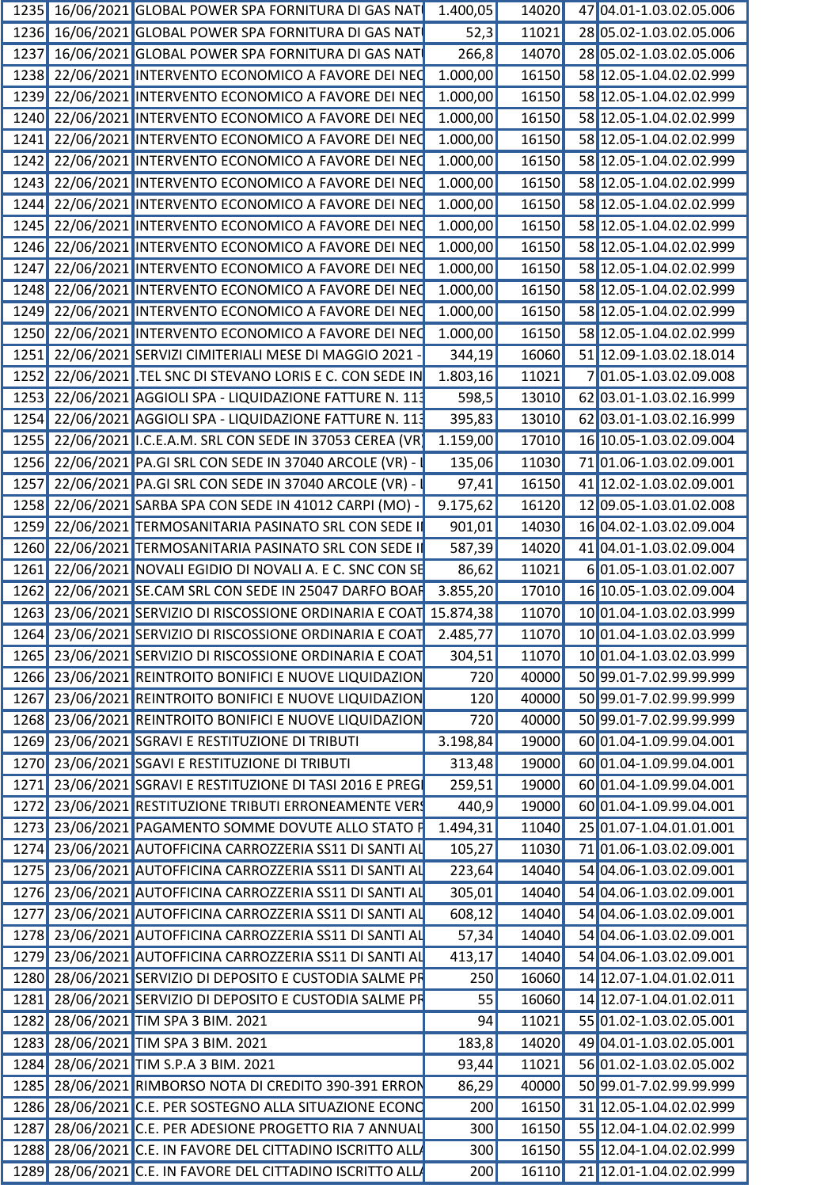| | | | | | | |
|---|---|---|---|---|---|---|
| 1235 | 16/06/2021 | GLOBAL POWER SPA FORNITURA DI GAS NAT | 1.400,05 | 14020 | 47 | 04.01-1.03.02.05.006 |
| 1236 | 16/06/2021 | GLOBAL POWER SPA FORNITURA DI GAS NAT | 52,3 | 11021 | 28 | 05.02-1.03.02.05.006 |
| 1237 | 16/06/2021 | GLOBAL POWER SPA FORNITURA DI GAS NAT | 266,8 | 14070 | 28 | 05.02-1.03.02.05.006 |
| 1238 | 22/06/2021 | INTERVENTO ECONOMICO A FAVORE DEI NEC | 1.000,00 | 16150 | 58 | 12.05-1.04.02.02.999 |
| 1239 | 22/06/2021 | INTERVENTO ECONOMICO A FAVORE DEI NEC | 1.000,00 | 16150 | 58 | 12.05-1.04.02.02.999 |
| 1240 | 22/06/2021 | INTERVENTO ECONOMICO A FAVORE DEI NEC | 1.000,00 | 16150 | 58 | 12.05-1.04.02.02.999 |
| 1241 | 22/06/2021 | INTERVENTO ECONOMICO A FAVORE DEI NEC | 1.000,00 | 16150 | 58 | 12.05-1.04.02.02.999 |
| 1242 | 22/06/2021 | INTERVENTO ECONOMICO A FAVORE DEI NEC | 1.000,00 | 16150 | 58 | 12.05-1.04.02.02.999 |
| 1243 | 22/06/2021 | INTERVENTO ECONOMICO A FAVORE DEI NEC | 1.000,00 | 16150 | 58 | 12.05-1.04.02.02.999 |
| 1244 | 22/06/2021 | INTERVENTO ECONOMICO A FAVORE DEI NEC | 1.000,00 | 16150 | 58 | 12.05-1.04.02.02.999 |
| 1245 | 22/06/2021 | INTERVENTO ECONOMICO A FAVORE DEI NEC | 1.000,00 | 16150 | 58 | 12.05-1.04.02.02.999 |
| 1246 | 22/06/2021 | INTERVENTO ECONOMICO A FAVORE DEI NEC | 1.000,00 | 16150 | 58 | 12.05-1.04.02.02.999 |
| 1247 | 22/06/2021 | INTERVENTO ECONOMICO A FAVORE DEI NEC | 1.000,00 | 16150 | 58 | 12.05-1.04.02.02.999 |
| 1248 | 22/06/2021 | INTERVENTO ECONOMICO A FAVORE DEI NEC | 1.000,00 | 16150 | 58 | 12.05-1.04.02.02.999 |
| 1249 | 22/06/2021 | INTERVENTO ECONOMICO A FAVORE DEI NEC | 1.000,00 | 16150 | 58 | 12.05-1.04.02.02.999 |
| 1250 | 22/06/2021 | INTERVENTO ECONOMICO A FAVORE DEI NEC | 1.000,00 | 16150 | 58 | 12.05-1.04.02.02.999 |
| 1251 | 22/06/2021 | SERVIZI CIMITERIALI MESE DI MAGGIO 2021 - | 344,19 | 16060 | 51 | 12.09-1.03.02.18.014 |
| 1252 | 22/06/2021 | .TEL SNC DI STEVANO LORIS E C. CON SEDE IN | 1.803,16 | 11021 | 7 | 01.05-1.03.02.09.008 |
| 1253 | 22/06/2021 | AGGIOLI SPA - LIQUIDAZIONE FATTURE N. 113 | 598,5 | 13010 | 62 | 03.01-1.03.02.16.999 |
| 1254 | 22/06/2021 | AGGIOLI SPA - LIQUIDAZIONE FATTURE N. 113 | 395,83 | 13010 | 62 | 03.01-1.03.02.16.999 |
| 1255 | 22/06/2021 | I.C.E.A.M. SRL CON SEDE IN 37053 CEREA (VR) | 1.159,00 | 17010 | 16 | 10.05-1.03.02.09.004 |
| 1256 | 22/06/2021 | PA.GI SRL CON SEDE IN 37040 ARCOLE (VR) - L | 135,06 | 11030 | 71 | 01.06-1.03.02.09.001 |
| 1257 | 22/06/2021 | PA.GI SRL CON SEDE IN 37040 ARCOLE (VR) - L | 97,41 | 16150 | 41 | 12.02-1.03.02.09.001 |
| 1258 | 22/06/2021 | SARBA SPA CON SEDE IN 41012 CARPI (MO) - | 9.175,62 | 16120 | 12 | 09.05-1.03.01.02.008 |
| 1259 | 22/06/2021 | TERMOSANITARIA PASINATO SRL CON SEDE II | 901,01 | 14030 | 16 | 04.02-1.03.02.09.004 |
| 1260 | 22/06/2021 | TERMOSANITARIA PASINATO SRL CON SEDE II | 587,39 | 14020 | 41 | 04.01-1.03.02.09.004 |
| 1261 | 22/06/2021 | NOVALI EGIDIO DI NOVALI A. E C. SNC CON SE | 86,62 | 11021 | 6 | 01.05-1.03.01.02.007 |
| 1262 | 22/06/2021 | SE.CAM SRL CON SEDE IN 25047 DARFO BOAR | 3.855,20 | 17010 | 16 | 10.05-1.03.02.09.004 |
| 1263 | 23/06/2021 | SERVIZIO DI RISCOSSIONE ORDINARIA E COAT | 15.874,38 | 11070 | 10 | 01.04-1.03.02.03.999 |
| 1264 | 23/06/2021 | SERVIZIO DI RISCOSSIONE ORDINARIA E COAT | 2.485,77 | 11070 | 10 | 01.04-1.03.02.03.999 |
| 1265 | 23/06/2021 | SERVIZIO DI RISCOSSIONE ORDINARIA E COAT | 304,51 | 11070 | 10 | 01.04-1.03.02.03.999 |
| 1266 | 23/06/2021 | REINTROITO BONIFICI E NUOVE LIQUIDAZION | 720 | 40000 | 50 | 99.01-7.02.99.99.999 |
| 1267 | 23/06/2021 | REINTROITO BONIFICI E NUOVE LIQUIDAZION | 120 | 40000 | 50 | 99.01-7.02.99.99.999 |
| 1268 | 23/06/2021 | REINTROITO BONIFICI E NUOVE LIQUIDAZION | 720 | 40000 | 50 | 99.01-7.02.99.99.999 |
| 1269 | 23/06/2021 | SGRAVI E RESTITUZIONE DI TRIBUTI | 3.198,84 | 19000 | 60 | 01.04-1.09.99.04.001 |
| 1270 | 23/06/2021 | SGAVI E RESTITUZIONE DI TRIBUTI | 313,48 | 19000 | 60 | 01.04-1.09.99.04.001 |
| 1271 | 23/06/2021 | SGRAVI E RESTITUZIONE DI TASI 2016 E PREGI | 259,51 | 19000 | 60 | 01.04-1.09.99.04.001 |
| 1272 | 23/06/2021 | RESTITUZIONE TRIBUTI ERRONEAMENTE VERS | 440,9 | 19000 | 60 | 01.04-1.09.99.04.001 |
| 1273 | 23/06/2021 | PAGAMENTO SOMME DOVUTE ALLO STATO F | 1.494,31 | 11040 | 25 | 01.07-1.04.01.01.001 |
| 1274 | 23/06/2021 | AUTOFFICINA CARROZZERIA SS11 DI SANTI AL | 105,27 | 11030 | 71 | 01.06-1.03.02.09.001 |
| 1275 | 23/06/2021 | AUTOFFICINA CARROZZERIA SS11 DI SANTI AL | 223,64 | 14040 | 54 | 04.06-1.03.02.09.001 |
| 1276 | 23/06/2021 | AUTOFFICINA CARROZZERIA SS11 DI SANTI AL | 305,01 | 14040 | 54 | 04.06-1.03.02.09.001 |
| 1277 | 23/06/2021 | AUTOFFICINA CARROZZERIA SS11 DI SANTI AL | 608,12 | 14040 | 54 | 04.06-1.03.02.09.001 |
| 1278 | 23/06/2021 | AUTOFFICINA CARROZZERIA SS11 DI SANTI AL | 57,34 | 14040 | 54 | 04.06-1.03.02.09.001 |
| 1279 | 23/06/2021 | AUTOFFICINA CARROZZERIA SS11 DI SANTI AL | 413,17 | 14040 | 54 | 04.06-1.03.02.09.001 |
| 1280 | 28/06/2021 | SERVIZIO DI DEPOSITO E CUSTODIA SALME PR | 250 | 16060 | 14 | 12.07-1.04.01.02.011 |
| 1281 | 28/06/2021 | SERVIZIO DI DEPOSITO E CUSTODIA SALME PR | 55 | 16060 | 14 | 12.07-1.04.01.02.011 |
| 1282 | 28/06/2021 | TIM SPA 3 BIM. 2021 | 94 | 11021 | 55 | 01.02-1.03.02.05.001 |
| 1283 | 28/06/2021 | TIM SPA 3 BIM. 2021 | 183,8 | 14020 | 49 | 04.01-1.03.02.05.001 |
| 1284 | 28/06/2021 | TIM S.P.A 3 BIM. 2021 | 93,44 | 11021 | 56 | 01.02-1.03.02.05.002 |
| 1285 | 28/06/2021 | RIMBORSO NOTA DI CREDITO 390-391 ERRON | 86,29 | 40000 | 50 | 99.01-7.02.99.99.999 |
| 1286 | 28/06/2021 | C.E. PER SOSTEGNO ALLA SITUAZIONE ECONO | 200 | 16150 | 31 | 12.05-1.04.02.02.999 |
| 1287 | 28/06/2021 | C.E. PER ADESIONE PROGETTO RIA 7 ANNUAL | 300 | 16150 | 55 | 12.04-1.04.02.02.999 |
| 1288 | 28/06/2021 | C.E. IN FAVORE DEL CITTADINO ISCRITTO ALL/ | 300 | 16150 | 55 | 12.04-1.04.02.02.999 |
| 1289 | 28/06/2021 | C.E. IN FAVORE DEL CITTADINO ISCRITTO ALL/ | 200 | 16110 | 21 | 12.01-1.04.02.02.999 |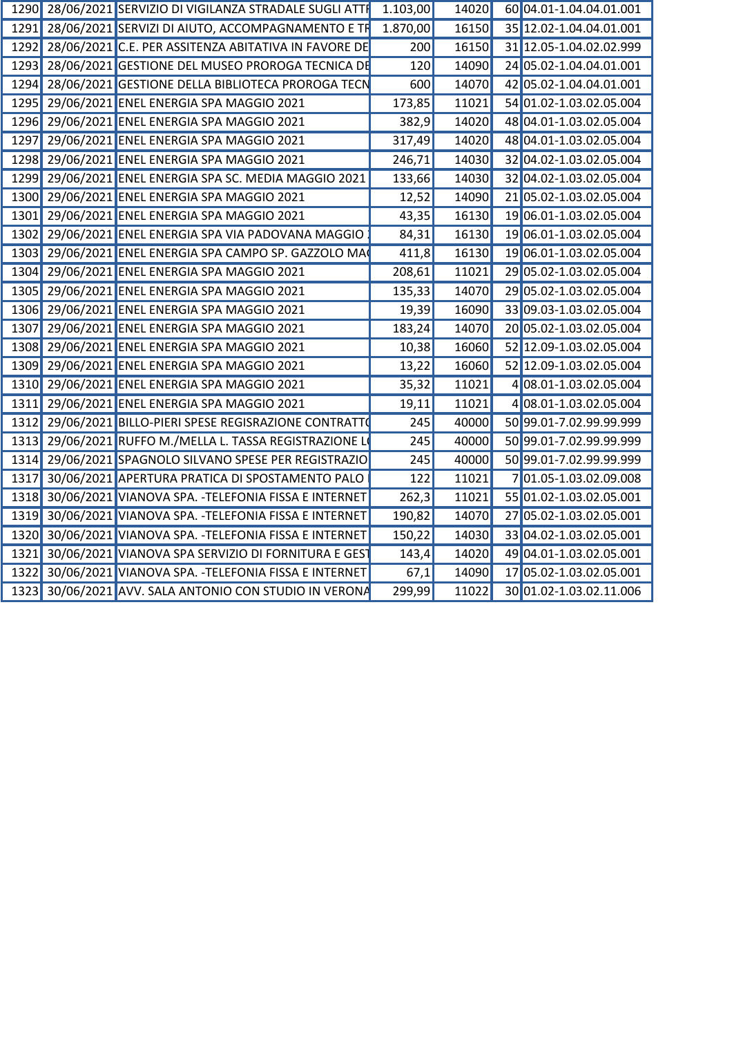| | | | | | | |
|---|---|---|---|---|---|---|
| 1290 | 28/06/2021 | SERVIZIO DI VIGILANZA STRADALE SUGLI ATTI | 1.103,00 | 14020 | 60 | 04.01-1.04.04.01.001 |
| 1291 | 28/06/2021 | SERVIZI DI AIUTO, ACCOMPAGNAMENTO E TR | 1.870,00 | 16150 | 35 | 12.02-1.04.04.01.001 |
| 1292 | 28/06/2021 | C.E. PER ASSITENZA ABITATIVA IN FAVORE DE | 200 | 16150 | 31 | 12.05-1.04.02.02.999 |
| 1293 | 28/06/2021 | GESTIONE DEL MUSEO PROROGA TECNICA DE | 120 | 14090 | 24 | 05.02-1.04.04.01.001 |
| 1294 | 28/06/2021 | GESTIONE DELLA BIBLIOTECA PROROGA TECN | 600 | 14070 | 42 | 05.02-1.04.04.01.001 |
| 1295 | 29/06/2021 | ENEL ENERGIA SPA MAGGIO 2021 | 173,85 | 11021 | 54 | 01.02-1.03.02.05.004 |
| 1296 | 29/06/2021 | ENEL ENERGIA SPA MAGGIO 2021 | 382,9 | 14020 | 48 | 04.01-1.03.02.05.004 |
| 1297 | 29/06/2021 | ENEL ENERGIA SPA MAGGIO 2021 | 317,49 | 14020 | 48 | 04.01-1.03.02.05.004 |
| 1298 | 29/06/2021 | ENEL ENERGIA SPA MAGGIO 2021 | 246,71 | 14030 | 32 | 04.02-1.03.02.05.004 |
| 1299 | 29/06/2021 | ENEL ENERGIA SPA SC. MEDIA MAGGIO 2021 | 133,66 | 14030 | 32 | 04.02-1.03.02.05.004 |
| 1300 | 29/06/2021 | ENEL ENERGIA SPA MAGGIO 2021 | 12,52 | 14090 | 21 | 05.02-1.03.02.05.004 |
| 1301 | 29/06/2021 | ENEL ENERGIA SPA MAGGIO 2021 | 43,35 | 16130 | 19 | 06.01-1.03.02.05.004 |
| 1302 | 29/06/2021 | ENEL ENERGIA SPA VIA PADOVANA MAGGIO | 84,31 | 16130 | 19 | 06.01-1.03.02.05.004 |
| 1303 | 29/06/2021 | ENEL ENERGIA SPA CAMPO SP. GAZZOLO MA | 411,8 | 16130 | 19 | 06.01-1.03.02.05.004 |
| 1304 | 29/06/2021 | ENEL ENERGIA SPA MAGGIO 2021 | 208,61 | 11021 | 29 | 05.02-1.03.02.05.004 |
| 1305 | 29/06/2021 | ENEL ENERGIA SPA MAGGIO 2021 | 135,33 | 14070 | 29 | 05.02-1.03.02.05.004 |
| 1306 | 29/06/2021 | ENEL ENERGIA SPA MAGGIO 2021 | 19,39 | 16090 | 33 | 09.03-1.03.02.05.004 |
| 1307 | 29/06/2021 | ENEL ENERGIA SPA MAGGIO 2021 | 183,24 | 14070 | 20 | 05.02-1.03.02.05.004 |
| 1308 | 29/06/2021 | ENEL ENERGIA SPA MAGGIO 2021 | 10,38 | 16060 | 52 | 12.09-1.03.02.05.004 |
| 1309 | 29/06/2021 | ENEL ENERGIA SPA MAGGIO 2021 | 13,22 | 16060 | 52 | 12.09-1.03.02.05.004 |
| 1310 | 29/06/2021 | ENEL ENERGIA SPA MAGGIO 2021 | 35,32 | 11021 | 4 | 08.01-1.03.02.05.004 |
| 1311 | 29/06/2021 | ENEL ENERGIA SPA MAGGIO 2021 | 19,11 | 11021 | 4 | 08.01-1.03.02.05.004 |
| 1312 | 29/06/2021 | BILLO-PIERI SPESE REGISRAZIONE CONTRATTO | 245 | 40000 | 50 | 99.01-7.02.99.99.999 |
| 1313 | 29/06/2021 | RUFFO M./MELLA L. TASSA REGISTRAZIONE LO | 245 | 40000 | 50 | 99.01-7.02.99.99.999 |
| 1314 | 29/06/2021 | SPAGNOLO SILVANO SPESE PER REGISTRAZIO | 245 | 40000 | 50 | 99.01-7.02.99.99.999 |
| 1317 | 30/06/2021 | APERTURA PRATICA DI SPOSTAMENTO PALO | 122 | 11021 | 7 | 01.05-1.03.02.09.008 |
| 1318 | 30/06/2021 | VIANOVA SPA. -TELEFONIA FISSA E INTERNET | 262,3 | 11021 | 55 | 01.02-1.03.02.05.001 |
| 1319 | 30/06/2021 | VIANOVA SPA. -TELEFONIA FISSA E INTERNET | 190,82 | 14070 | 27 | 05.02-1.03.02.05.001 |
| 1320 | 30/06/2021 | VIANOVA SPA. -TELEFONIA FISSA E INTERNET | 150,22 | 14030 | 33 | 04.02-1.03.02.05.001 |
| 1321 | 30/06/2021 | VIANOVA SPA SERVIZIO DI FORNITURA E GEST | 143,4 | 14020 | 49 | 04.01-1.03.02.05.001 |
| 1322 | 30/06/2021 | VIANOVA SPA. -TELEFONIA FISSA E INTERNET | 67,1 | 14090 | 17 | 05.02-1.03.02.05.001 |
| 1323 | 30/06/2021 | AVV. SALA ANTONIO CON STUDIO IN VERONA | 299,99 | 11022 | 30 | 01.02-1.03.02.11.006 |